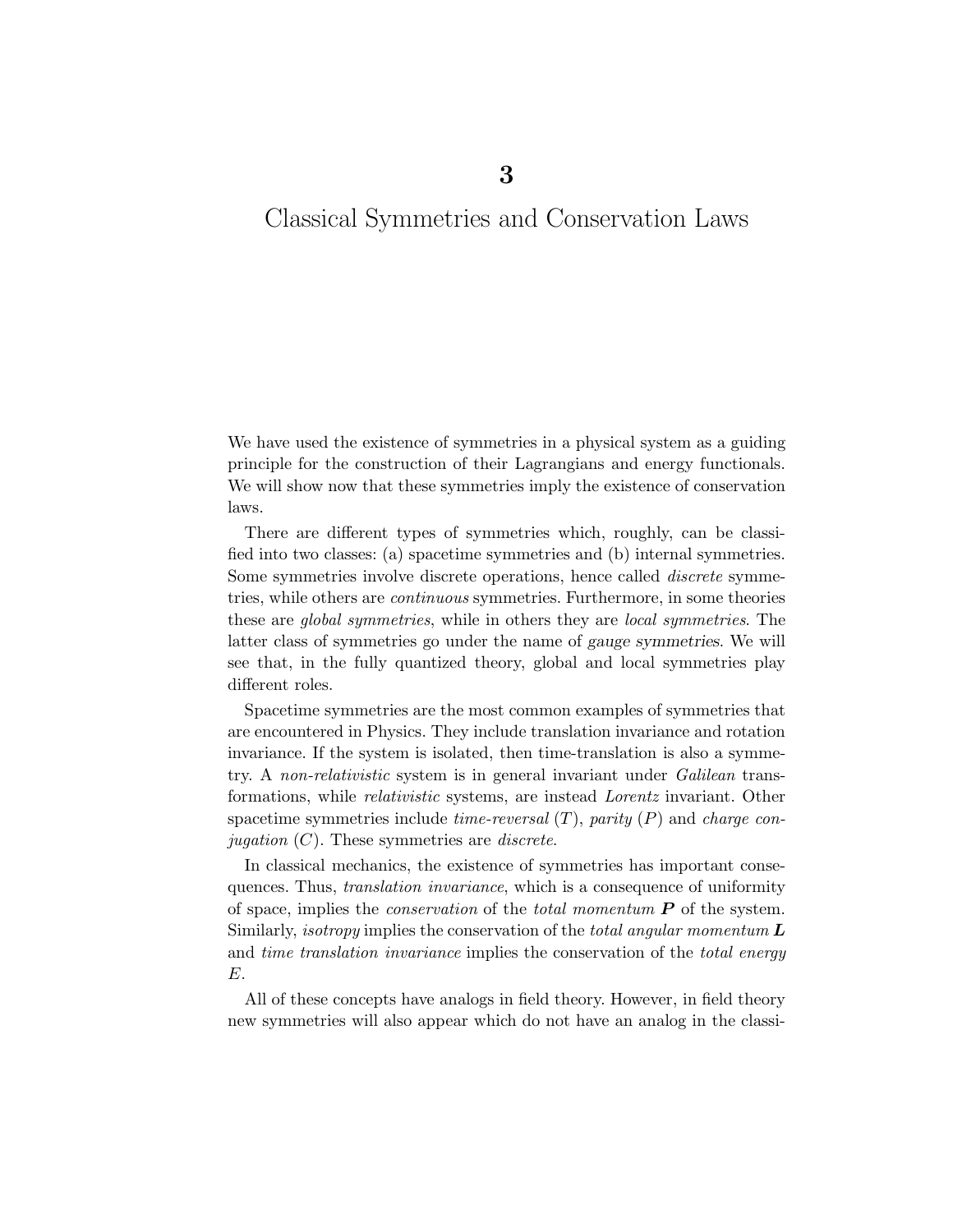# 3

# Classical Symmetries and Conservation Laws

We have used the existence of symmetries in a physical system as a guiding principle for the construction of their Lagrangians and energy functionals. We will show now that these symmetries imply the existence of conservation laws.

There are different types of symmetries which, roughly, can be classified into two classes: (a) spacetime symmetries and (b) internal symmetries. Some symmetries involve discrete operations, hence called *discrete* symmetries, while others are *continuous* symmetries. Furthermore, in some theories these are *global symmetries*, while in others they are *local symmetries*. The latter class of symmetries go under the name of *gauge symmetries*. We will see that, in the fully quantized theory, global and local symmetries play different roles.

Spacetime symmetries are the most common examples of symmetries that are encountered in Physics. They include translation invariance and rotation invariance. If the system is isolated, then time-translation is also a symmetry. A *non-relativistic* system is in general invariant under *Galilean* transformations, while *relativistic* systems, are instead *Lorentz* invariant. Other spacetime symmetries include *time-reversal* ($T$), *parity* ($P$) and *charge conjugation* ($C$). These symmetries are *discrete*.

In classical mechanics, the existence of symmetries has important consequences. Thus, *translation invariance*, which is a consequence of uniformity of space, implies the *conservation* of the *total momentum* $\boldsymbol{P}$ of the system. Similarly, *isotropy* implies the conservation of the *total angular momentum* $\boldsymbol{L}$ and *time translation invariance* implies the conservation of the *total energy* $E$.

All of these concepts have analogs in field theory. However, in field theory new symmetries will also appear which do not have an analog in the classi-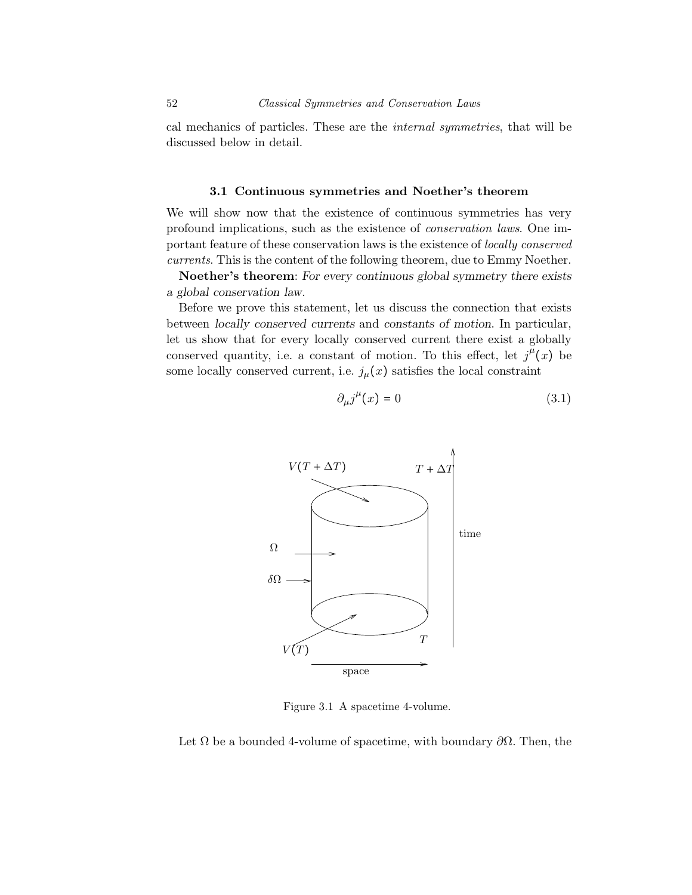cal mechanics of particles. These are the *internal symmetries*, that will be discussed below in detail.

### 3.1 Continuous symmetries and Noether's theorem

We will show now that the existence of continuous symmetries has very profound implications, such as the existence of *conservation laws*. One important feature of these conservation laws is the existence of *locally conserved currents*. This is the content of the following theorem, due to Emmy Noether.

**Noether's theorem**: *For every continuous global symmetry there exists a global conservation law.*

Before we prove this statement, let us discuss the connection that exists between *locally conserved currents* and *constants of motion*. In particular, let us show that for every locally conserved current there exist a globally conserved quantity, i.e. a constant of motion. To this effect, let $j^\mu(x)$ be some locally conserved current, i.e. $j_\mu(x)$ satisfies the local constraint

$$\partial_\mu j^\mu(x) = 0 \tag{3.1}$$

Figure 3.1 A spacetime 4-volume.

Let $\Omega$ be a bounded 4-volume of spacetime, with boundary $\partial\Omega$. Then, the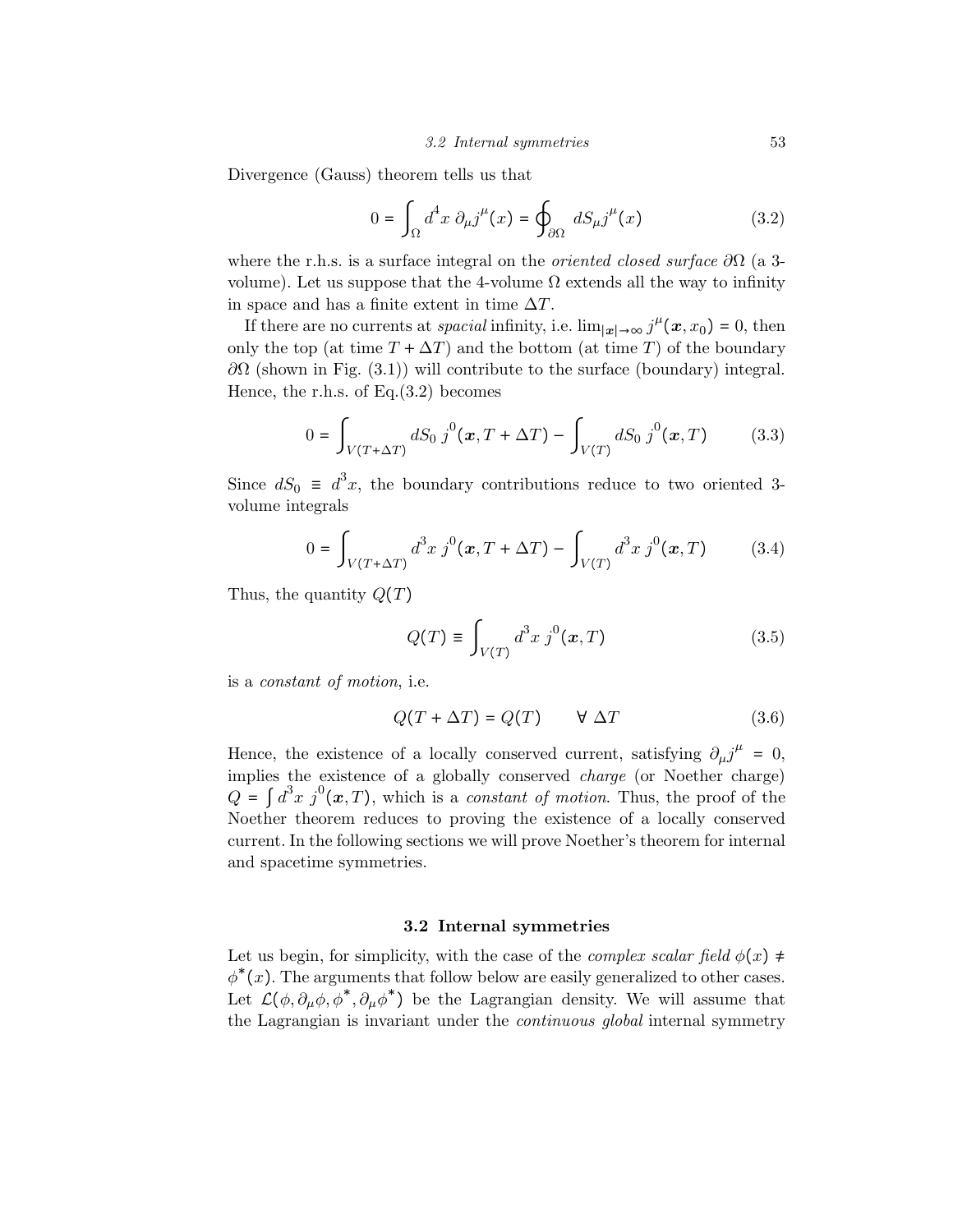Divergence (Gauss) theorem tells us that

$$0 = \int_{\Omega} d^4x \, \partial_\mu j^\mu(x) = \oint_{\partial\Omega} dS_\mu j^\mu(x) \tag{3.2}$$

where the r.h.s. is a surface integral on the *oriented closed surface* $\partial\Omega$ (a 3-volume). Let us suppose that the 4-volume $\Omega$ extends all the way to infinity in space and has a finite extent in time $\Delta T$.

If there are no currents at *spacial* infinity, i.e. $\lim_{|\boldsymbol{x}|\to\infty} j^\mu(\boldsymbol{x}, x_0) = 0$, then only the top (at time $T + \Delta T$) and the bottom (at time $T$) of the boundary $\partial\Omega$ (shown in Fig. (3.1)) will contribute to the surface (boundary) integral. Hence, the r.h.s. of Eq.(3.2) becomes

$$0 = \int_{V(T+\Delta T)} dS_0 \, j^0(\boldsymbol{x}, T + \Delta T) - \int_{V(T)} dS_0 \, j^0(\boldsymbol{x}, T) \tag{3.3}$$

Since $dS_0 \equiv d^3x$, the boundary contributions reduce to two oriented 3-volume integrals

$$0 = \int_{V(T+\Delta T)} d^3x \, j^0(\boldsymbol{x}, T + \Delta T) - \int_{V(T)} d^3x \, j^0(\boldsymbol{x}, T) \tag{3.4}$$

Thus, the quantity $Q(T)$

$$Q(T) \equiv \int_{V(T)} d^3x \, j^0(\boldsymbol{x}, T) \tag{3.5}$$

is a *constant of motion*, i.e.

$$Q(T + \Delta T) = Q(T) \qquad \forall \; \Delta T \tag{3.6}$$

Hence, the existence of a locally conserved current, satisfying $\partial_\mu j^\mu = 0$, implies the existence of a globally conserved *charge* (or Noether charge) $Q = \int d^3x \; j^0(\boldsymbol{x}, T)$, which is a *constant of motion*. Thus, the proof of the Noether theorem reduces to proving the existence of a locally conserved current. In the following sections we will prove Noether's theorem for internal and spacetime symmetries.

## 3.2 Internal symmetries

Let us begin, for simplicity, with the case of the *complex scalar field* $\phi(x) \neq \phi^*(x)$. The arguments that follow below are easily generalized to other cases. Let $\mathcal{L}(\phi, \partial_\mu\phi, \phi^*, \partial_\mu\phi^*)$ be the Lagrangian density. We will assume that the Lagrangian is invariant under the *continuous global* internal symmetry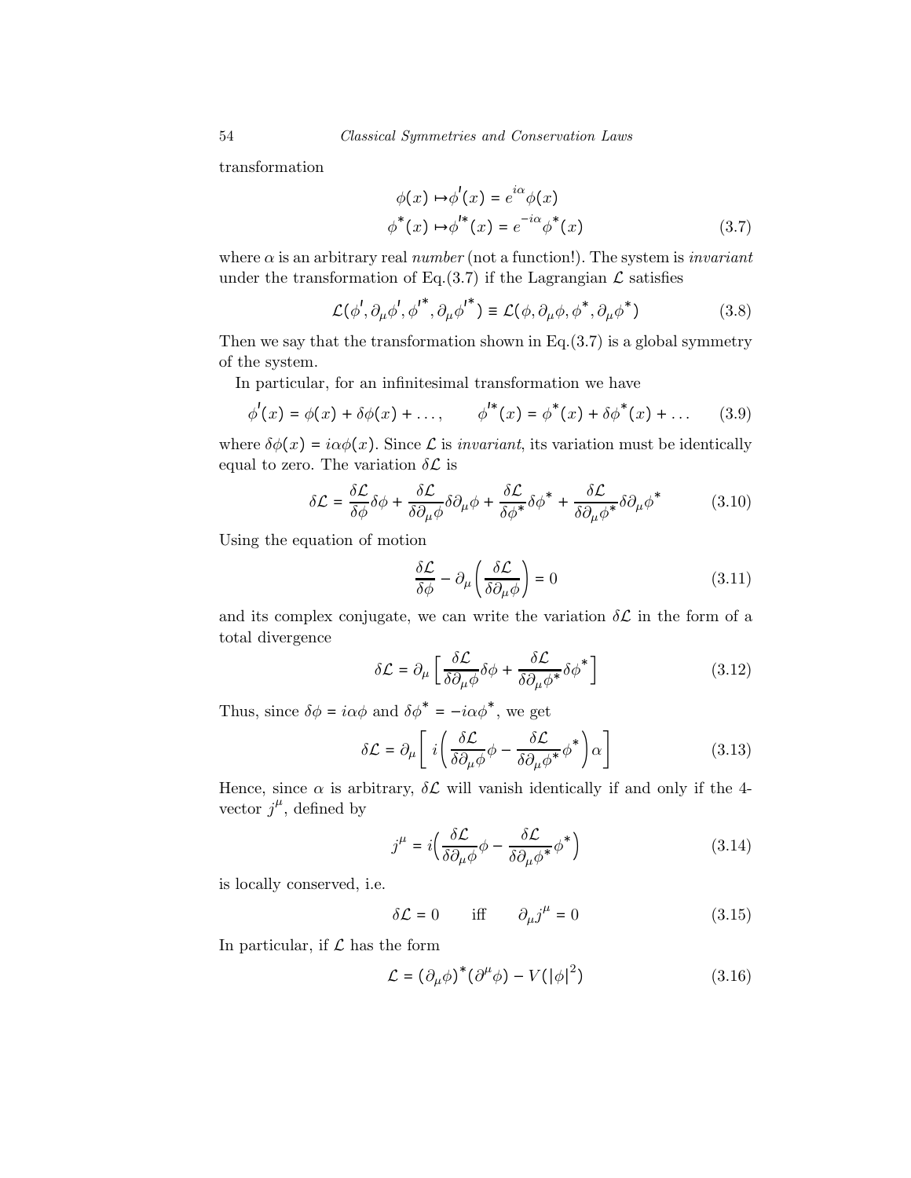transformation

$$\begin{aligned} \phi(x) \mapsto & \phi'(x) = e^{i\alpha}\phi(x) \\ \phi^*(x) \mapsto & \phi'^*(x) = e^{-i\alpha}\phi^*(x) \end{aligned} \tag{3.7}$$

where $\alpha$ is an arbitrary real *number* (not a function!). The system is *invariant* under the transformation of Eq.(3.7) if the Lagrangian $\mathcal{L}$ satisfies

$$\mathcal{L}(\phi', \partial_\mu\phi', \phi'^*, \partial_\mu\phi'^*) \equiv \mathcal{L}(\phi, \partial_\mu\phi, \phi^*, \partial_\mu\phi^*) \tag{3.8}$$

Then we say that the transformation shown in Eq.(3.7) is a global symmetry of the system.

In particular, for an infinitesimal transformation we have

$$\phi'(x) = \phi(x) + \delta\phi(x) + \ldots, \qquad \phi'^*(x) = \phi^*(x) + \delta\phi^*(x) + \ldots \tag{3.9}$$

where $\delta\phi(x) = i\alpha\phi(x)$. Since $\mathcal{L}$ is *invariant*, its variation must be identically equal to zero. The variation $\delta\mathcal{L}$ is

$$\delta\mathcal{L} = \frac{\delta\mathcal{L}}{\delta\phi}\delta\phi + \frac{\delta\mathcal{L}}{\delta\partial_\mu\phi}\delta\partial_\mu\phi + \frac{\delta\mathcal{L}}{\delta\phi^*}\delta\phi^* + \frac{\delta\mathcal{L}}{\delta\partial_\mu\phi^*}\delta\partial_\mu\phi^* \tag{3.10}$$

Using the equation of motion

$$\frac{\delta\mathcal{L}}{\delta\phi} - \partial_\mu\left(\frac{\delta\mathcal{L}}{\delta\partial_\mu\phi}\right) = 0 \tag{3.11}$$

and its complex conjugate, we can write the variation $\delta\mathcal{L}$ in the form of a total divergence

$$\delta\mathcal{L} = \partial_\mu\left[\frac{\delta\mathcal{L}}{\delta\partial_\mu\phi}\delta\phi + \frac{\delta\mathcal{L}}{\delta\partial_\mu\phi^*}\delta\phi^*\right] \tag{3.12}$$

Thus, since $\delta\phi = i\alpha\phi$ and $\delta\phi^* = -i\alpha\phi^*$, we get

$$\delta\mathcal{L} = \partial_\mu\left[\, i\left(\frac{\delta\mathcal{L}}{\delta\partial_\mu\phi}\phi - \frac{\delta\mathcal{L}}{\delta\partial_\mu\phi^*}\phi^*\right)\alpha\right] \tag{3.13}$$

Hence, since $\alpha$ is arbitrary, $\delta\mathcal{L}$ will vanish identically if and only if the 4-vector $j^\mu$, defined by

$$j^\mu = i\left(\frac{\delta\mathcal{L}}{\delta\partial_\mu\phi}\phi - \frac{\delta\mathcal{L}}{\delta\partial_\mu\phi^*}\phi^*\right) \tag{3.14}$$

is locally conserved, i.e.

$$\delta\mathcal{L} = 0 \qquad \text{iff} \qquad \partial_\mu j^\mu = 0 \tag{3.15}$$

In particular, if $\mathcal{L}$ has the form

$$\mathcal{L} = (\partial_\mu\phi)^*(\partial^\mu\phi) - V(|\phi|^2) \tag{3.16}$$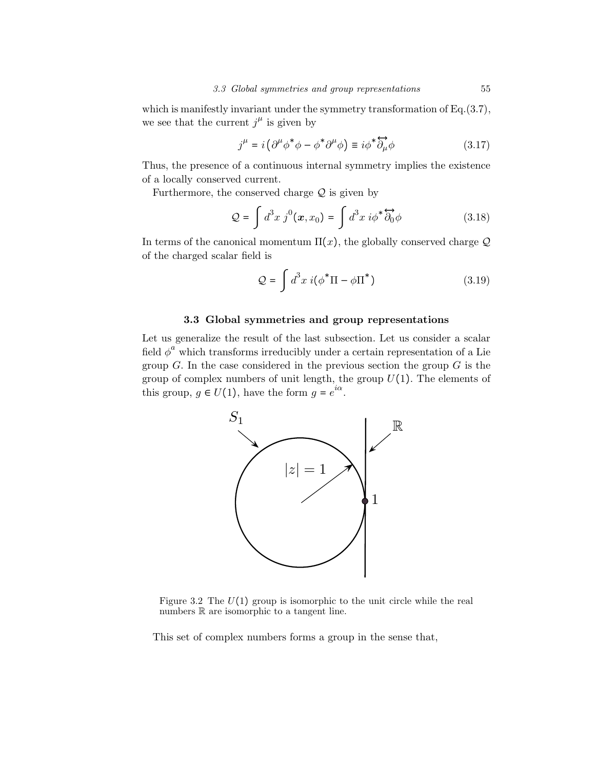which is manifestly invariant under the symmetry transformation of Eq.(3.7), we see that the current $j^\mu$ is given by

$$j^\mu = i\left(\partial^\mu \phi^* \phi - \phi^* \partial^\mu \phi\right) \equiv i\phi^* \overleftrightarrow{\partial_\mu} \phi \tag{3.17}$$

Thus, the presence of a continuous internal symmetry implies the existence of a locally conserved current.

Furthermore, the conserved charge $\mathcal{Q}$ is given by

$$\mathcal{Q} = \int d^3x\, j^0(\boldsymbol{x}, x_0) = \int d^3x\, i\phi^* \overleftrightarrow{\partial_0} \phi \tag{3.18}$$

In terms of the canonical momentum $\Pi(x)$, the globally conserved charge $\mathcal{Q}$ of the charged scalar field is

$$\mathcal{Q} = \int d^3x\, i(\phi^* \Pi - \phi \Pi^*) \tag{3.19}$$

### 3.3 Global symmetries and group representations

Let us generalize the result of the last subsection. Let us consider a scalar field $\phi^a$ which transforms irreducibly under a certain representation of a Lie group $G$. In the case considered in the previous section the group $G$ is the group of complex numbers of unit length, the group $U(1)$. The elements of this group, $g \in U(1)$, have the form $g = e^{i\alpha}$.

Figure 3.2 The $U(1)$ group is isomorphic to the unit circle while the real numbers $\mathbb{R}$ are isomorphic to a tangent line.

This set of complex numbers forms a group in the sense that,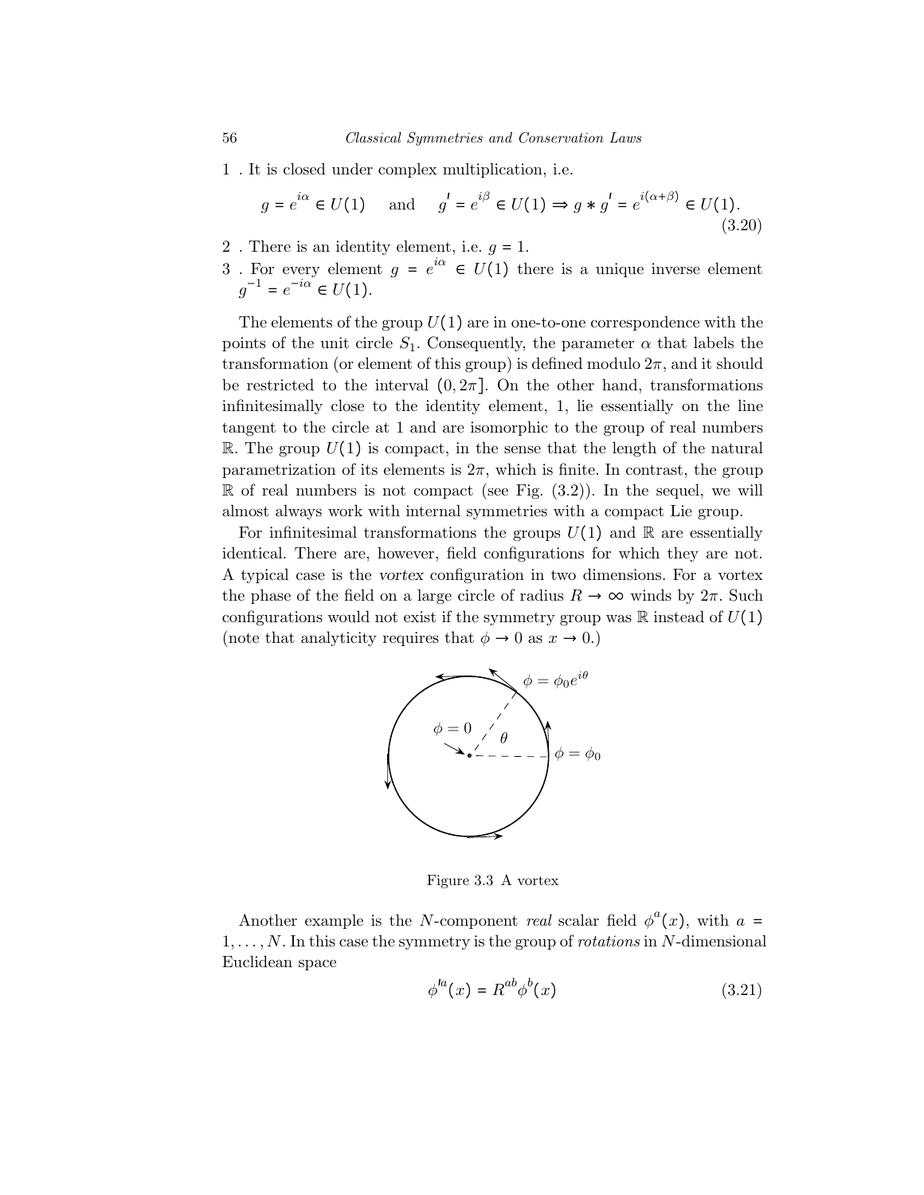1 . It is closed under complex multiplication, i.e.

$$g = e^{i\alpha} \in U(1) \quad \text{and} \quad g' = e^{i\beta} \in U(1) \Rightarrow g * g' = e^{i(\alpha+\beta)} \in U(1). \tag{3.20}$$

2 . There is an identity element, i.e. $g = 1$.

3 . For every element $g = e^{i\alpha} \in U(1)$ there is a unique inverse element $g^{-1} = e^{-i\alpha} \in U(1)$.

The elements of the group $U(1)$ are in one-to-one correspondence with the points of the unit circle $S_1$. Consequently, the parameter $\alpha$ that labels the transformation (or element of this group) is defined modulo $2\pi$, and it should be restricted to the interval $(0, 2\pi]$. On the other hand, transformations infinitesimally close to the identity element, 1, lie essentially on the line tangent to the circle at 1 and are isomorphic to the group of real numbers $\mathbb{R}$. The group $U(1)$ is compact, in the sense that the length of the natural parametrization of its elements is $2\pi$, which is finite. In contrast, the group $\mathbb{R}$ of real numbers is not compact (see Fig. (3.2)). In the sequel, we will almost always work with internal symmetries with a compact Lie group.

For infinitesimal transformations the groups $U(1)$ and $\mathbb{R}$ are essentially identical. There are, however, field configurations for which they are not. A typical case is the *vortex* configuration in two dimensions. For a vortex the phase of the field on a large circle of radius $R \to \infty$ winds by $2\pi$. Such configurations would not exist if the symmetry group was $\mathbb{R}$ instead of $U(1)$ (note that analyticity requires that $\phi \to 0$ as $x \to 0$.)

Figure 3.3 A vortex

Another example is the $N$-component *real* scalar field $\phi^a(x)$, with $a = 1, \ldots, N$. In this case the symmetry is the group of *rotations* in $N$-dimensional Euclidean space

$$\phi'^a(x) = R^{ab}\phi^b(x) \tag{3.21}$$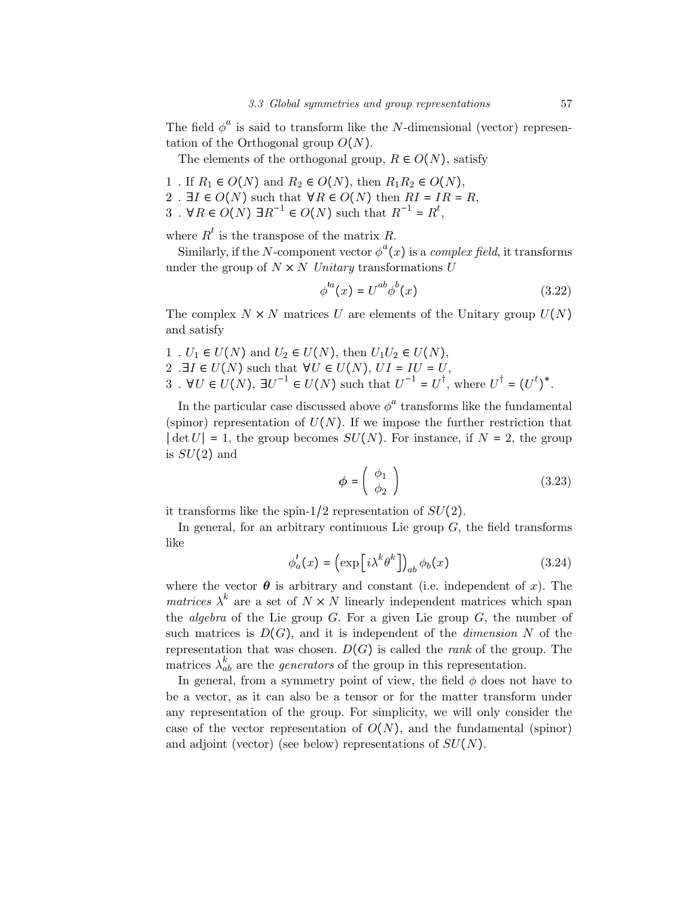The field $\phi^a$ is said to transform like the $N$-dimensional (vector) representation of the Orthogonal group $O(N)$.

The elements of the orthogonal group, $R \in O(N)$, satisfy

1 . If $R_1 \in O(N)$ and $R_2 \in O(N)$, then $R_1 R_2 \in O(N)$,
2 . $\exists I \in O(N)$ such that $\forall R \in O(N)$ then $RI = IR = R$,
3 . $\forall R \in O(N)$ $\exists R^{-1} \in O(N)$ such that $R^{-1} = R^t$,

where $R^t$ is the transpose of the matrix $R$.

Similarly, if the $N$-component vector $\phi^a(x)$ is a *complex field*, it transforms under the group of $N \times N$ *Unitary* transformations $U$

$$\phi'^a(x) = U^{ab}\phi^b(x) \tag{3.22}$$

The complex $N \times N$ matrices $U$ are elements of the Unitary group $U(N)$ and satisfy

1 . $U_1 \in U(N)$ and $U_2 \in U(N)$, then $U_1 U_2 \in U(N)$,
2 .$\exists I \in U(N)$ such that $\forall U \in U(N)$, $UI = IU = U$,
3 . $\forall U \in U(N)$, $\exists U^{-1} \in U(N)$ such that $U^{-1} = U^\dagger$, where $U^\dagger = (U^t)^*$.

In the particular case discussed above $\phi^a$ transforms like the fundamental (spinor) representation of $U(N)$. If we impose the further restriction that $|\det U| = 1$, the group becomes $SU(N)$. For instance, if $N = 2$, the group is $SU(2)$ and

$$\boldsymbol{\phi} = \begin{pmatrix} \phi_1 \\ \phi_2 \end{pmatrix} \tag{3.23}$$

it transforms like the spin-1/2 representation of $SU(2)$.

In general, for an arbitrary continuous Lie group $G$, the field transforms like

$$\phi'_a(x) = \left(\exp\left[i\lambda^k\theta^k\right]\right)_{ab}\phi_b(x) \tag{3.24}$$

where the vector $\boldsymbol{\theta}$ is arbitrary and constant (i.e. independent of $x$). The *matrices* $\lambda^k$ are a set of $N \times N$ linearly independent matrices which span the *algebra* of the Lie group $G$. For a given Lie group $G$, the number of such matrices is $D(G)$, and it is independent of the *dimension* $N$ of the representation that was chosen. $D(G)$ is called the *rank* of the group. The matrices $\lambda^k_{ab}$ are the *generators* of the group in this representation.

In general, from a symmetry point of view, the field $\phi$ does not have to be a vector, as it can also be a tensor or for the matter transform under any representation of the group. For simplicity, we will only consider the case of the vector representation of $O(N)$, and the fundamental (spinor) and adjoint (vector) (see below) representations of $SU(N)$.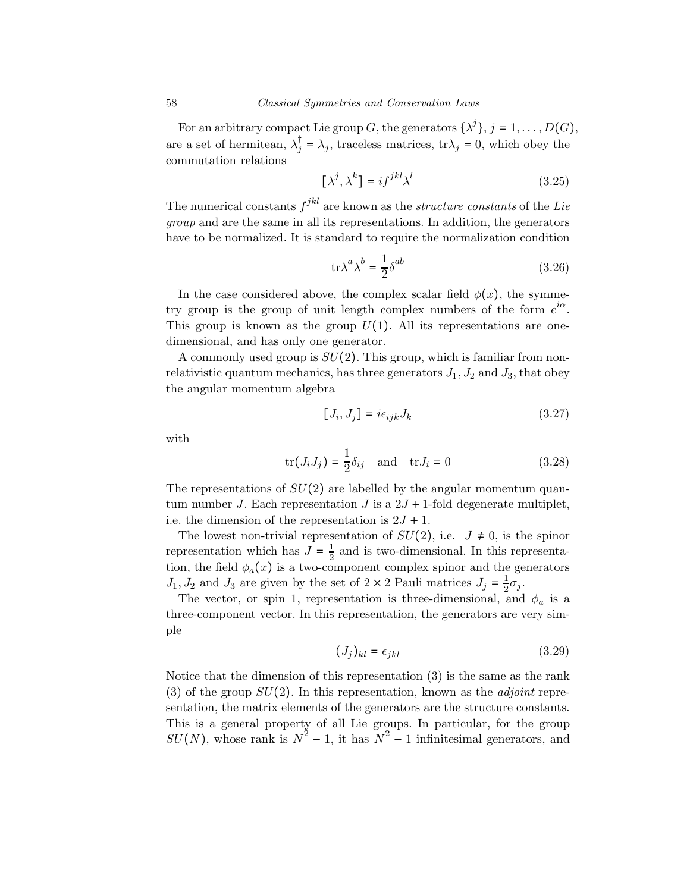For an arbitrary compact Lie group $G$, the generators $\{\lambda^j\}$, $j = 1, \ldots, D(G)$, are a set of hermitean, $\lambda_j^\dagger = \lambda_j$, traceless matrices, $\text{tr}\lambda_j = 0$, which obey the commutation relations

$$[\lambda^j, \lambda^k] = if^{jkl}\lambda^l \tag{3.25}$$

The numerical constants $f^{jkl}$ are known as the *structure constants* of the *Lie group* and are the same in all its representations. In addition, the generators have to be normalized. It is standard to require the normalization condition

$$\text{tr}\lambda^a\lambda^b = \frac{1}{2}\delta^{ab} \tag{3.26}$$

In the case considered above, the complex scalar field $\phi(x)$, the symmetry group is the group of unit length complex numbers of the form $e^{i\alpha}$. This group is known as the group $U(1)$. All its representations are one-dimensional, and has only one generator.

A commonly used group is $SU(2)$. This group, which is familiar from non-relativistic quantum mechanics, has three generators $J_1$, $J_2$ and $J_3$, that obey the angular momentum algebra

$$[J_i, J_j] = i\epsilon_{ijk}J_k \tag{3.27}$$

with

$$\text{tr}(J_iJ_j) = \frac{1}{2}\delta_{ij} \quad \text{and} \quad \text{tr}J_i = 0 \tag{3.28}$$

The representations of $SU(2)$ are labelled by the angular momentum quantum number $J$. Each representation $J$ is a $2J+1$-fold degenerate multiplet, i.e. the dimension of the representation is $2J+1$.

The lowest non-trivial representation of $SU(2)$, i.e. $J \neq 0$, is the spinor representation which has $J = \frac{1}{2}$ and is two-dimensional. In this representation, the field $\phi_a(x)$ is a two-component complex spinor and the generators $J_1$, $J_2$ and $J_3$ are given by the set of $2\times 2$ Pauli matrices $J_j = \frac{1}{2}\sigma_j$.

The vector, or spin 1, representation is three-dimensional, and $\phi_a$ is a three-component vector. In this representation, the generators are very simple

$$(J_j)_{kl} = \epsilon_{jkl} \tag{3.29}$$

Notice that the dimension of this representation (3) is the same as the rank (3) of the group $SU(2)$. In this representation, known as the *adjoint* representation, the matrix elements of the generators are the structure constants. This is a general property of all Lie groups. In particular, for the group $SU(N)$, whose rank is $N^2-1$, it has $N^2-1$ infinitesimal generators, and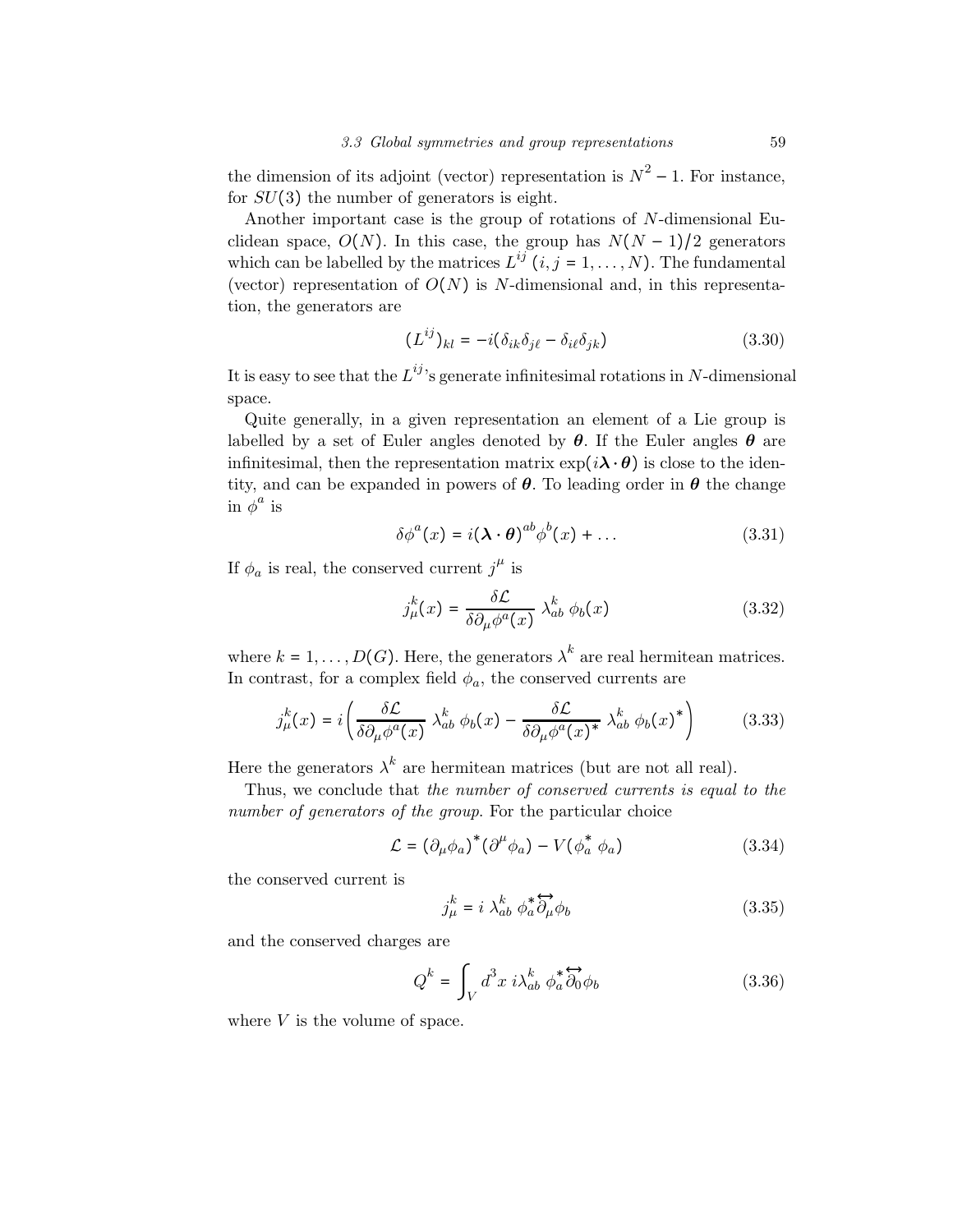the dimension of its adjoint (vector) representation is $N^2 - 1$. For instance, for $SU(3)$ the number of generators is eight.

Another important case is the group of rotations of $N$-dimensional Euclidean space, $O(N)$. In this case, the group has $N(N-1)/2$ generators which can be labelled by the matrices $L^{ij}$ $(i, j = 1, \ldots, N)$. The fundamental (vector) representation of $O(N)$ is $N$-dimensional and, in this representation, the generators are

$$(L^{ij})_{kl} = -i(\delta_{ik}\delta_{j\ell} - \delta_{i\ell}\delta_{jk}) \tag{3.30}$$

It is easy to see that the $L^{ij}$'s generate infinitesimal rotations in $N$-dimensional space.

Quite generally, in a given representation an element of a Lie group is labelled by a set of Euler angles denoted by $\boldsymbol{\theta}$. If the Euler angles $\boldsymbol{\theta}$ are infinitesimal, then the representation matrix $\exp(i\boldsymbol{\lambda}\cdot\boldsymbol{\theta})$ is close to the identity, and can be expanded in powers of $\boldsymbol{\theta}$. To leading order in $\boldsymbol{\theta}$ the change in $\phi^a$ is

$$\delta\phi^a(x) = i(\boldsymbol{\lambda}\cdot\boldsymbol{\theta})^{ab}\phi^b(x) + \ldots \tag{3.31}$$

If $\phi_a$ is real, the conserved current $j^\mu$ is

$$j^k_\mu(x) = \frac{\delta\mathcal{L}}{\delta\partial_\mu\phi^a(x)}\;\lambda^k_{ab}\;\phi_b(x) \tag{3.32}$$

where $k = 1, \ldots, D(G)$. Here, the generators $\lambda^k$ are real hermitean matrices. In contrast, for a complex field $\phi_a$, the conserved currents are

$$j^k_\mu(x) = i\left(\frac{\delta\mathcal{L}}{\delta\partial_\mu\phi^a(x)}\;\lambda^k_{ab}\;\phi_b(x) - \frac{\delta\mathcal{L}}{\delta\partial_\mu\phi^a(x)^*}\;\lambda^k_{ab}\;\phi_b(x)^*\right) \tag{3.33}$$

Here the generators $\lambda^k$ are hermitean matrices (but are not all real).

Thus, we conclude that *the number of conserved currents is equal to the number of generators of the group*. For the particular choice

$$\mathcal{L} = (\partial_\mu\phi_a)^*(\partial^\mu\phi_a) - V(\phi_a^*\;\phi_a) \tag{3.34}$$

the conserved current is

$$j^k_\mu = i\;\lambda^k_{ab}\;\phi_a^*\overleftrightarrow{\partial}_\mu\phi_b \tag{3.35}$$

and the conserved charges are

$$Q^k = \int_V d^3x\;i\lambda^k_{ab}\;\phi_a^*\overleftrightarrow{\partial}_0\phi_b \tag{3.36}$$

where $V$ is the volume of space.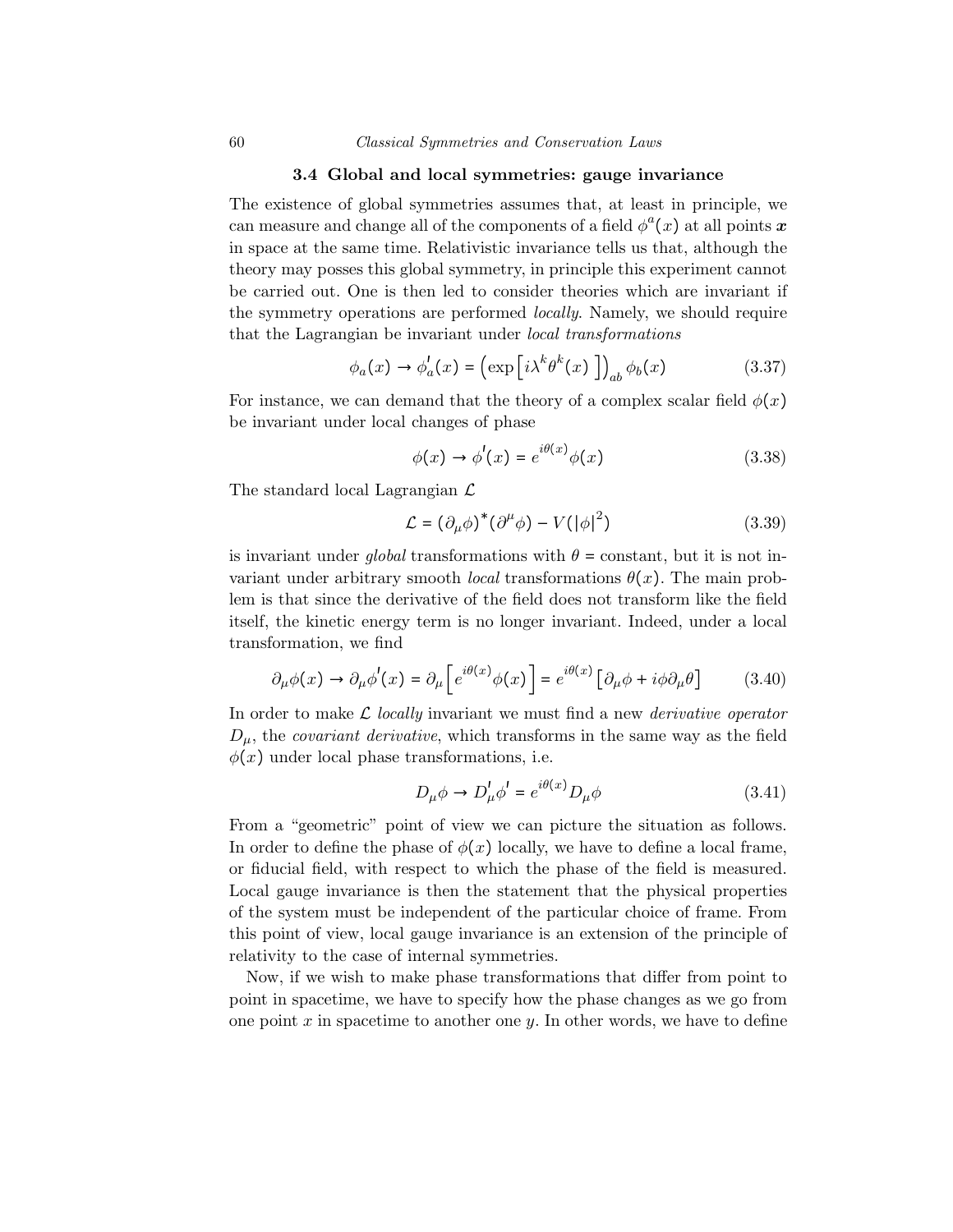### 3.4 Global and local symmetries: gauge invariance

The existence of global symmetries assumes that, at least in principle, we can measure and change all of the components of a field $\phi^a(x)$ at all points $\boldsymbol{x}$ in space at the same time. Relativistic invariance tells us that, although the theory may posses this global symmetry, in principle this experiment cannot be carried out. One is then led to consider theories which are invariant if the symmetry operations are performed *locally*. Namely, we should require that the Lagrangian be invariant under *local transformations*

$$\phi_a(x) \to \phi'_a(x) = \left(\exp\left[i\lambda^k \theta^k(x)\right]\right)_{ab} \phi_b(x) \tag{3.37}$$

For instance, we can demand that the theory of a complex scalar field $\phi(x)$ be invariant under local changes of phase

$$\phi(x) \to \phi'(x) = e^{i\theta(x)}\phi(x) \tag{3.38}$$

The standard local Lagrangian $\mathcal{L}$

$$\mathcal{L} = (\partial_\mu \phi)^* (\partial^\mu \phi) - V(|\phi|^2) \tag{3.39}$$

is invariant under *global* transformations with $\theta$ = constant, but it is not invariant under arbitrary smooth *local* transformations $\theta(x)$. The main problem is that since the derivative of the field does not transform like the field itself, the kinetic energy term is no longer invariant. Indeed, under a local transformation, we find

$$\partial_\mu \phi(x) \to \partial_\mu \phi'(x) = \partial_\mu \left[e^{i\theta(x)}\phi(x)\right] = e^{i\theta(x)}\left[\partial_\mu \phi + i\phi \partial_\mu \theta\right] \tag{3.40}$$

In order to make $\mathcal{L}$ *locally* invariant we must find a new *derivative operator* $D_\mu$, the *covariant derivative*, which transforms in the same way as the field $\phi(x)$ under local phase transformations, i.e.

$$D_\mu \phi \to D'_\mu \phi' = e^{i\theta(x)} D_\mu \phi \tag{3.41}$$

From a "geometric" point of view we can picture the situation as follows. In order to define the phase of $\phi(x)$ locally, we have to define a local frame, or fiducial field, with respect to which the phase of the field is measured. Local gauge invariance is then the statement that the physical properties of the system must be independent of the particular choice of frame. From this point of view, local gauge invariance is an extension of the principle of relativity to the case of internal symmetries.

Now, if we wish to make phase transformations that differ from point to point in spacetime, we have to specify how the phase changes as we go from one point $x$ in spacetime to another one $y$. In other words, we have to define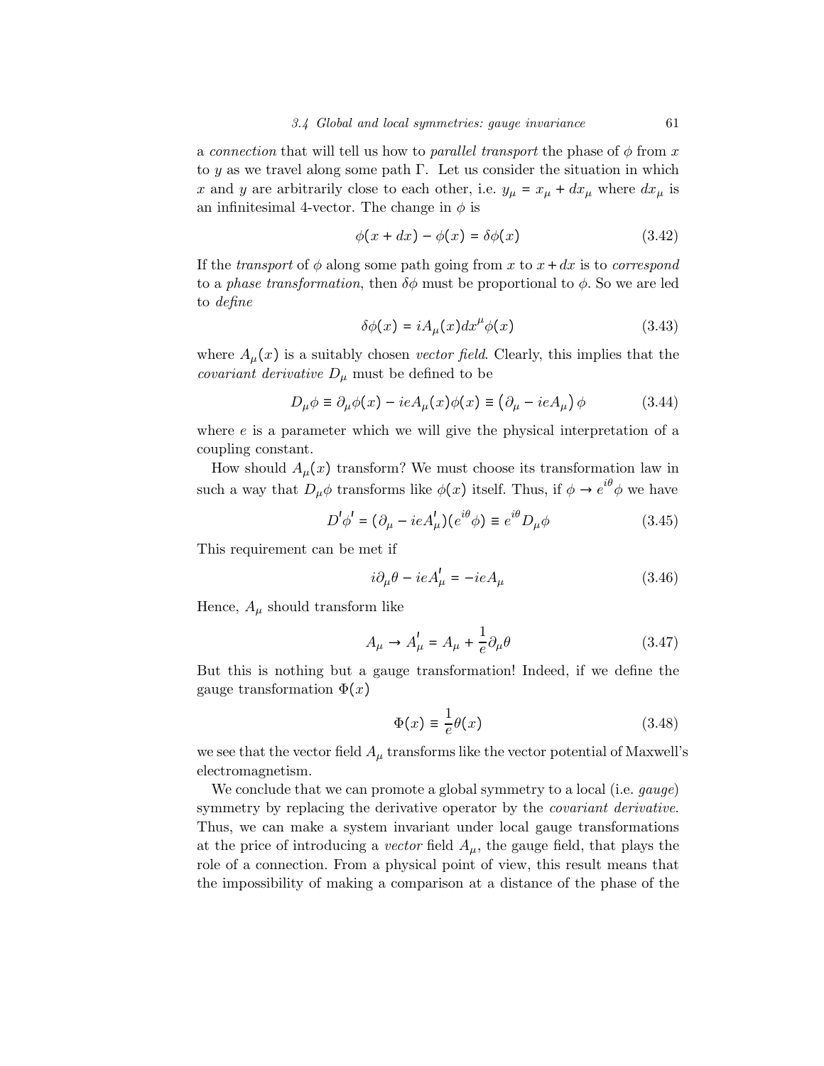a *connection* that will tell us how to *parallel transport* the phase of $\phi$ from $x$ to $y$ as we travel along some path $\Gamma$. Let us consider the situation in which $x$ and $y$ are arbitrarily close to each other, i.e. $y_\mu = x_\mu + dx_\mu$ where $dx_\mu$ is an infinitesimal 4-vector. The change in $\phi$ is

$$\phi(x + dx) - \phi(x) = \delta\phi(x) \tag{3.42}$$

If the *transport* of $\phi$ along some path going from $x$ to $x + dx$ is to *correspond* to a *phase transformation*, then $\delta\phi$ must be proportional to $\phi$. So we are led to *define*

$$\delta\phi(x) = iA_\mu(x)dx^\mu\phi(x) \tag{3.43}$$

where $A_\mu(x)$ is a suitably chosen *vector field*. Clearly, this implies that the *covariant derivative* $D_\mu$ must be defined to be

$$D_\mu\phi \equiv \partial_\mu\phi(x) - ieA_\mu(x)\phi(x) \equiv \left(\partial_\mu - ieA_\mu\right)\phi \tag{3.44}$$

where $e$ is a parameter which we will give the physical interpretation of a coupling constant.

How should $A_\mu(x)$ transform? We must choose its transformation law in such a way that $D_\mu\phi$ transforms like $\phi(x)$ itself. Thus, if $\phi \to e^{i\theta}\phi$ we have

$$D'\phi' = (\partial_\mu - ieA'_\mu)(e^{i\theta}\phi) \equiv e^{i\theta}D_\mu\phi \tag{3.45}$$

This requirement can be met if

$$i\partial_\mu\theta - ieA'_\mu = -ieA_\mu \tag{3.46}$$

Hence, $A_\mu$ should transform like

$$A_\mu \to A'_\mu = A_\mu + \frac{1}{e}\partial_\mu\theta \tag{3.47}$$

But this is nothing but a gauge transformation! Indeed, if we define the gauge transformation $\Phi(x)$

$$\Phi(x) \equiv \frac{1}{e}\theta(x) \tag{3.48}$$

we see that the vector field $A_\mu$ transforms like the vector potential of Maxwell's electromagnetism.

We conclude that we can promote a global symmetry to a local (i.e. *gauge*) symmetry by replacing the derivative operator by the *covariant derivative*. Thus, we can make a system invariant under local gauge transformations at the price of introducing a *vector* field $A_\mu$, the gauge field, that plays the role of a connection. From a physical point of view, this result means that the impossibility of making a comparison at a distance of the phase of the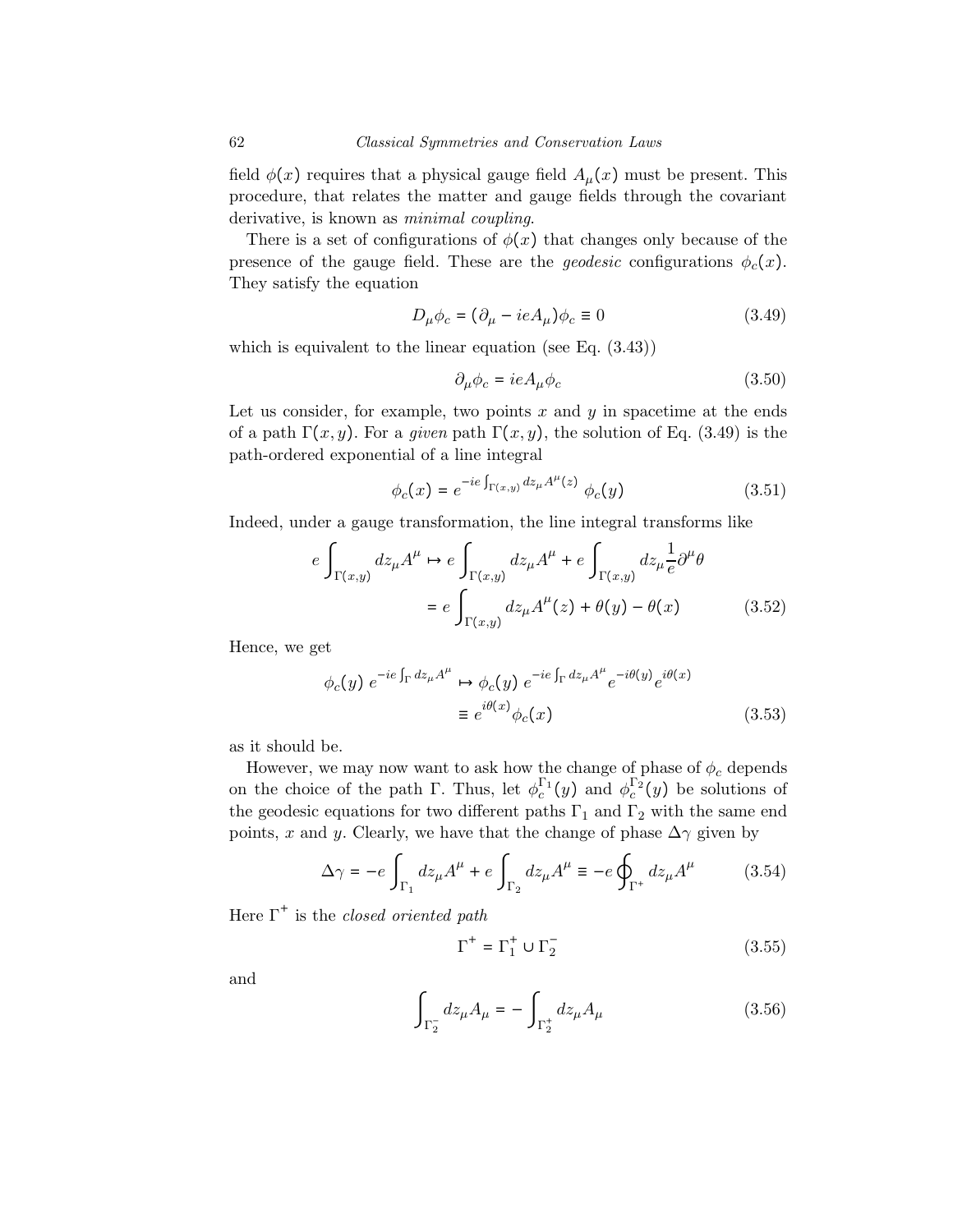field $\phi(x)$ requires that a physical gauge field $A_\mu(x)$ must be present. This procedure, that relates the matter and gauge fields through the covariant derivative, is known as *minimal coupling*.

There is a set of configurations of $\phi(x)$ that changes only because of the presence of the gauge field. These are the *geodesic* configurations $\phi_c(x)$. They satisfy the equation

$$D_\mu \phi_c = (\partial_\mu - ieA_\mu)\phi_c \equiv 0 \tag{3.49}$$

which is equivalent to the linear equation (see Eq. (3.43))

$$\partial_\mu \phi_c = ieA_\mu \phi_c \tag{3.50}$$

Let us consider, for example, two points $x$ and $y$ in spacetime at the ends of a path $\Gamma(x,y)$. For a *given* path $\Gamma(x,y)$, the solution of Eq. (3.49) is the path-ordered exponential of a line integral

$$\phi_c(x) = e^{-ie\int_{\Gamma(x,y)} dz_\mu A^\mu(z)}\ \phi_c(y) \tag{3.51}$$

Indeed, under a gauge transformation, the line integral transforms like

$$\begin{aligned} e\int_{\Gamma(x,y)} dz_\mu A^\mu &\mapsto e\int_{\Gamma(x,y)} dz_\mu A^\mu + e\int_{\Gamma(x,y)} dz_\mu \frac{1}{e}\partial^\mu \theta \\ &= e\int_{\Gamma(x,y)} dz_\mu A^\mu(z) + \theta(y) - \theta(x) \end{aligned} \tag{3.52}$$

Hence, we get

$$\begin{aligned} \phi_c(y)\ e^{-ie\int_\Gamma dz_\mu A^\mu} &\mapsto \phi_c(y)\ e^{-ie\int_\Gamma dz_\mu A^\mu} e^{-i\theta(y)} e^{i\theta(x)} \\ &\equiv e^{i\theta(x)}\phi_c(x) \end{aligned} \tag{3.53}$$

as it should be.

However, we may now want to ask how the change of phase of $\phi_c$ depends on the choice of the path $\Gamma$. Thus, let $\phi_c^{\Gamma_1}(y)$ and $\phi_c^{\Gamma_2}(y)$ be solutions of the geodesic equations for two different paths $\Gamma_1$ and $\Gamma_2$ with the same end points, $x$ and $y$. Clearly, we have that the change of phase $\Delta\gamma$ given by

$$\Delta\gamma = -e\int_{\Gamma_1} dz_\mu A^\mu + e\int_{\Gamma_2} dz_\mu A^\mu \equiv -e\oint_{\Gamma^+} dz_\mu A^\mu \tag{3.54}$$

Here $\Gamma^+$ is the *closed oriented path*

$$\Gamma^+ = \Gamma_1^+ \cup \Gamma_2^- \tag{3.55}$$

and

$$\int_{\Gamma_2^-} dz_\mu A_\mu = -\int_{\Gamma_2^+} dz_\mu A_\mu \tag{3.56}$$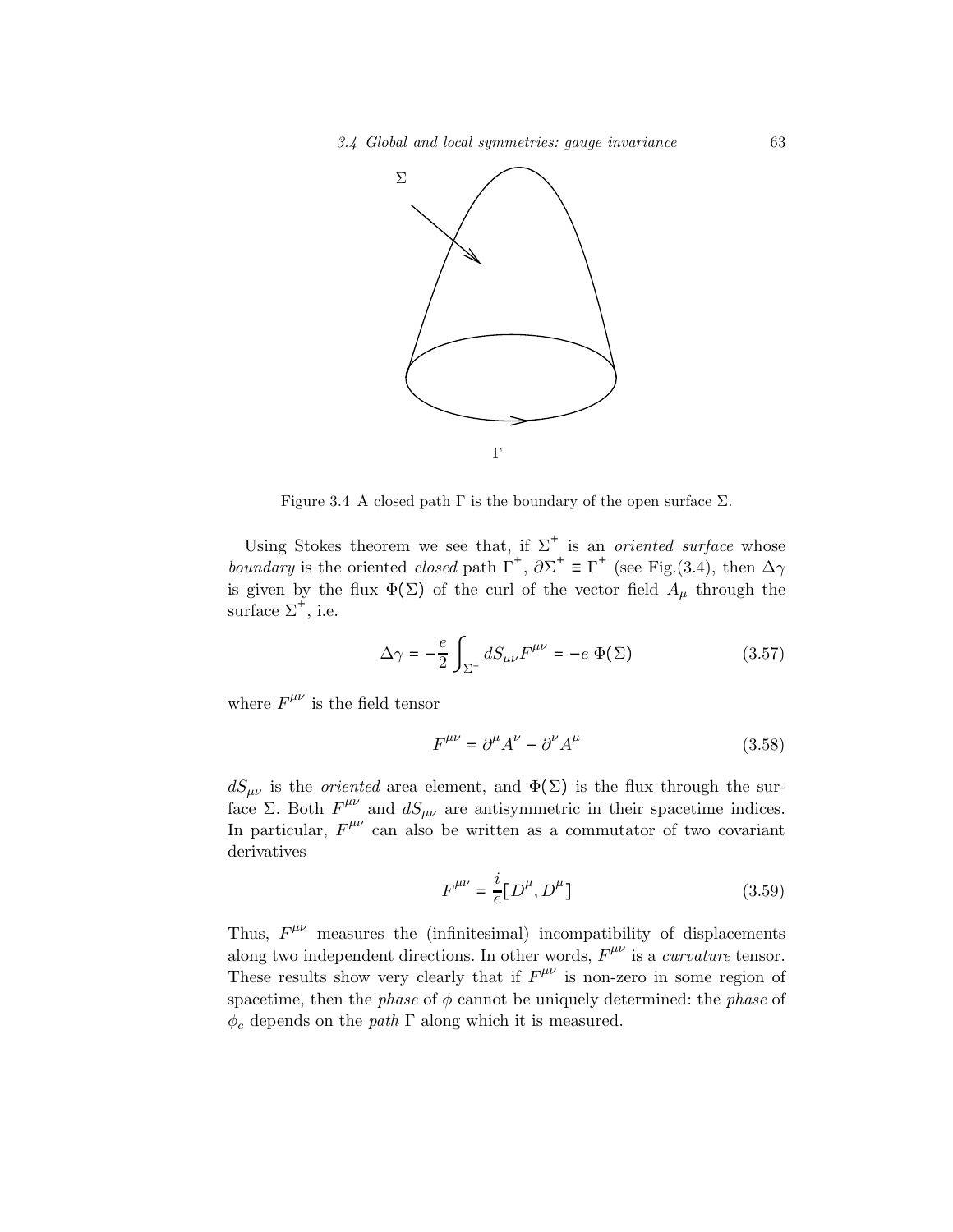Figure 3.4 A closed path Γ is the boundary of the open surface Σ.

Using Stokes theorem we see that, if $\Sigma^+$ is an *oriented surface* whose *boundary* is the oriented *closed* path $\Gamma^+$, $\partial\Sigma^+ \equiv \Gamma^+$ (see Fig.(3.4), then $\Delta\gamma$ is given by the flux $\Phi(\Sigma)$ of the curl of the vector field $A_\mu$ through the surface $\Sigma^+$, i.e.

$$\Delta\gamma = -\frac{e}{2}\int_{\Sigma^+} dS_{\mu\nu}F^{\mu\nu} = -e\,\Phi(\Sigma) \tag{3.57}$$

where $F^{\mu\nu}$ is the field tensor

$$F^{\mu\nu} = \partial^\mu A^\nu - \partial^\nu A^\mu \tag{3.58}$$

$dS_{\mu\nu}$ is the *oriented* area element, and $\Phi(\Sigma)$ is the flux through the surface Σ. Both $F^{\mu\nu}$ and $dS_{\mu\nu}$ are antisymmetric in their spacetime indices. In particular, $F^{\mu\nu}$ can also be written as a commutator of two covariant derivatives

$$F^{\mu\nu} = \frac{i}{e}[D^\mu, D^\mu] \tag{3.59}$$

Thus, $F^{\mu\nu}$ measures the (infinitesimal) incompatibility of displacements along two independent directions. In other words, $F^{\mu\nu}$ is a *curvature* tensor. These results show very clearly that if $F^{\mu\nu}$ is non-zero in some region of spacetime, then the *phase* of $\phi$ cannot be uniquely determined: the *phase* of $\phi_c$ depends on the *path* Γ along which it is measured.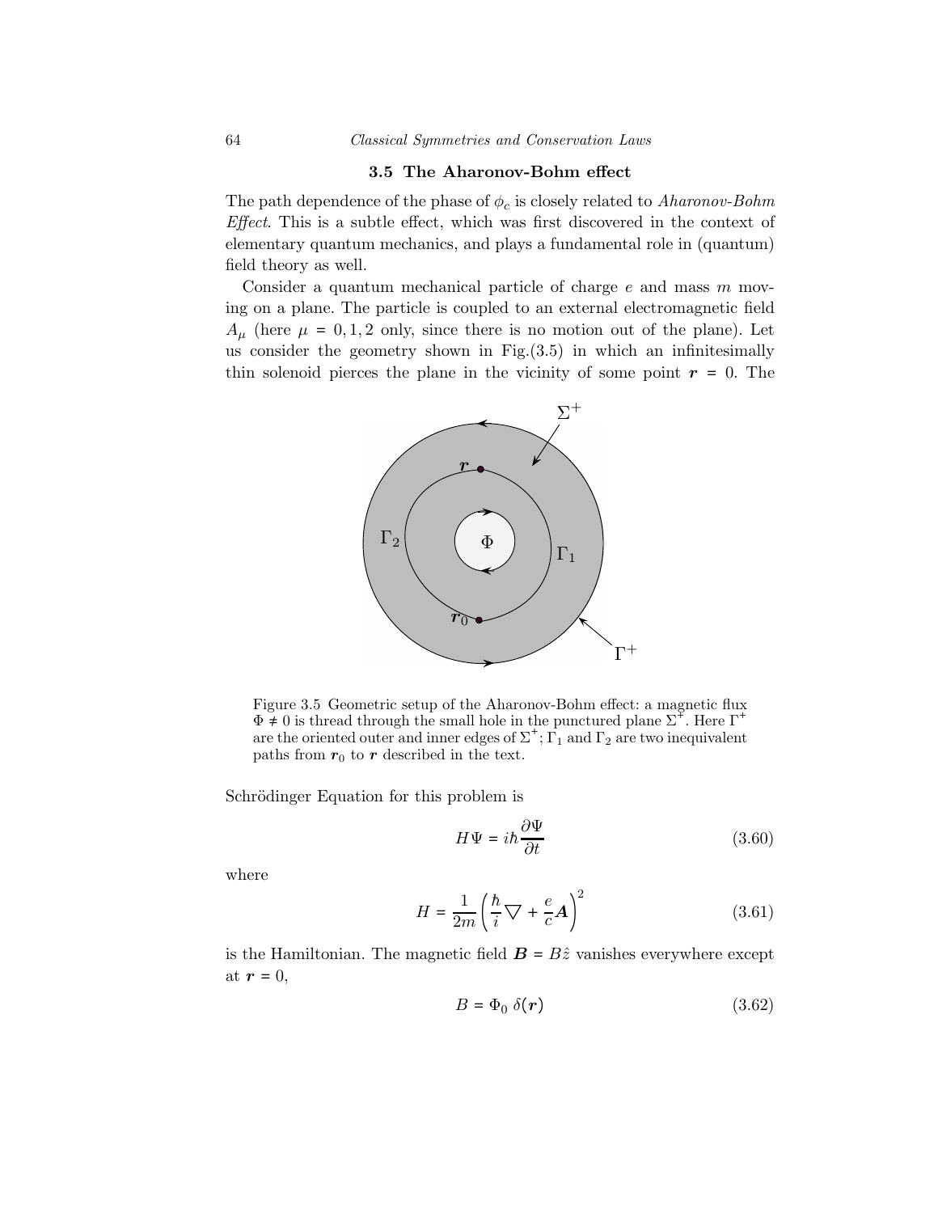### 3.5 The Aharonov-Bohm effect

The path dependence of the phase of $\phi_c$ is closely related to *Aharonov-Bohm Effect*. This is a subtle effect, which was first discovered in the context of elementary quantum mechanics, and plays a fundamental role in (quantum) field theory as well.

Consider a quantum mechanical particle of charge $e$ and mass $m$ moving on a plane. The particle is coupled to an external electromagnetic field $A_\mu$ (here $\mu = 0, 1, 2$ only, since there is no motion out of the plane). Let us consider the geometry shown in Fig.(3.5) in which an infinitesimally thin solenoid pierces the plane in the vicinity of some point $\boldsymbol{r} = 0$. The

Figure 3.5 Geometric setup of the Aharonov-Bohm effect: a magnetic flux $\Phi \neq 0$ is thread through the small hole in the punctured plane $\Sigma^+$. Here $\Gamma^+$ are the oriented outer and inner edges of $\Sigma^+$; $\Gamma_1$ and $\Gamma_2$ are two inequivalent paths from $\boldsymbol{r}_0$ to $\boldsymbol{r}$ described in the text.

Schrödinger Equation for this problem is

$$H\Psi = i\hbar \frac{\partial \Psi}{\partial t} \tag{3.60}$$

where

$$H = \frac{1}{2m}\left(\frac{\hbar}{i}\nabla + \frac{e}{c}\boldsymbol{A}\right)^2 \tag{3.61}$$

is the Hamiltonian. The magnetic field $\boldsymbol{B} = B\hat{z}$ vanishes everywhere except at $\boldsymbol{r} = 0$,

$$B = \Phi_0 \, \delta(\boldsymbol{r}) \tag{3.62}$$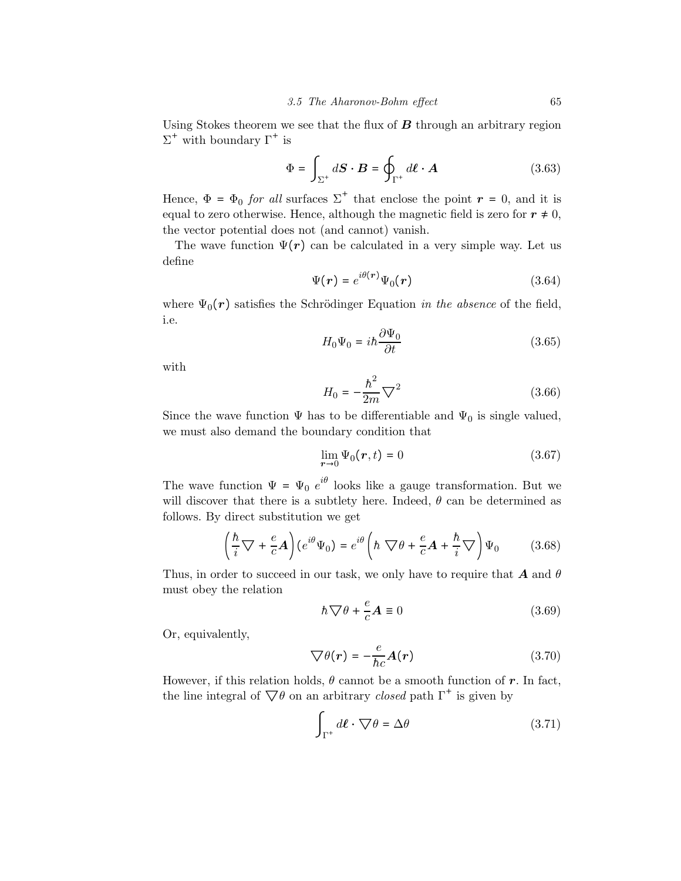Using Stokes theorem we see that the flux of $\boldsymbol{B}$ through an arbitrary region $\Sigma^+$ with boundary $\Gamma^+$ is

$$\Phi = \int_{\Sigma^+} d\boldsymbol{S} \cdot \boldsymbol{B} = \oint_{\Gamma^+} d\boldsymbol{\ell} \cdot \boldsymbol{A} \tag{3.63}$$

Hence, $\Phi = \Phi_0$ *for all* surfaces $\Sigma^+$ that enclose the point $\boldsymbol{r} = 0$, and it is equal to zero otherwise. Hence, although the magnetic field is zero for $\boldsymbol{r} \neq 0$, the vector potential does not (and cannot) vanish.

The wave function $\Psi(\boldsymbol{r})$ can be calculated in a very simple way. Let us define

$$\Psi(\boldsymbol{r}) = e^{i\theta(\boldsymbol{r})} \Psi_0(\boldsymbol{r}) \tag{3.64}$$

where $\Psi_0(\boldsymbol{r})$ satisfies the Schrödinger Equation *in the absence* of the field, i.e.

$$H_0 \Psi_0 = i\hbar \frac{\partial \Psi_0}{\partial t} \tag{3.65}$$

with

$$H_0 = -\frac{\hbar^2}{2m} \nabla^2 \tag{3.66}$$

Since the wave function $\Psi$ has to be differentiable and $\Psi_0$ is single valued, we must also demand the boundary condition that

$$\lim_{\boldsymbol{r} \to 0} \Psi_0(\boldsymbol{r}, t) = 0 \tag{3.67}$$

The wave function $\Psi = \Psi_0 \, e^{i\theta}$ looks like a gauge transformation. But we will discover that there is a subtlety here. Indeed, $\theta$ can be determined as follows. By direct substitution we get

$$\left( \frac{\hbar}{i} \nabla + \frac{e}{c} \boldsymbol{A} \right) (e^{i\theta} \Psi_0) = e^{i\theta} \left( \hbar \, \nabla \theta + \frac{e}{c} \boldsymbol{A} + \frac{\hbar}{i} \nabla \right) \Psi_0 \tag{3.68}$$

Thus, in order to succeed in our task, we only have to require that $\boldsymbol{A}$ and $\theta$ must obey the relation

$$\hbar \nabla \theta + \frac{e}{c} \boldsymbol{A} \equiv 0 \tag{3.69}$$

Or, equivalently,

$$\nabla \theta(\boldsymbol{r}) = -\frac{e}{\hbar c} \boldsymbol{A}(\boldsymbol{r}) \tag{3.70}$$

However, if this relation holds, $\theta$ cannot be a smooth function of $\boldsymbol{r}$. In fact, the line integral of $\nabla \theta$ on an arbitrary *closed* path $\Gamma^+$ is given by

$$\int_{\Gamma^+} d\boldsymbol{\ell} \cdot \nabla \theta = \Delta \theta \tag{3.71}$$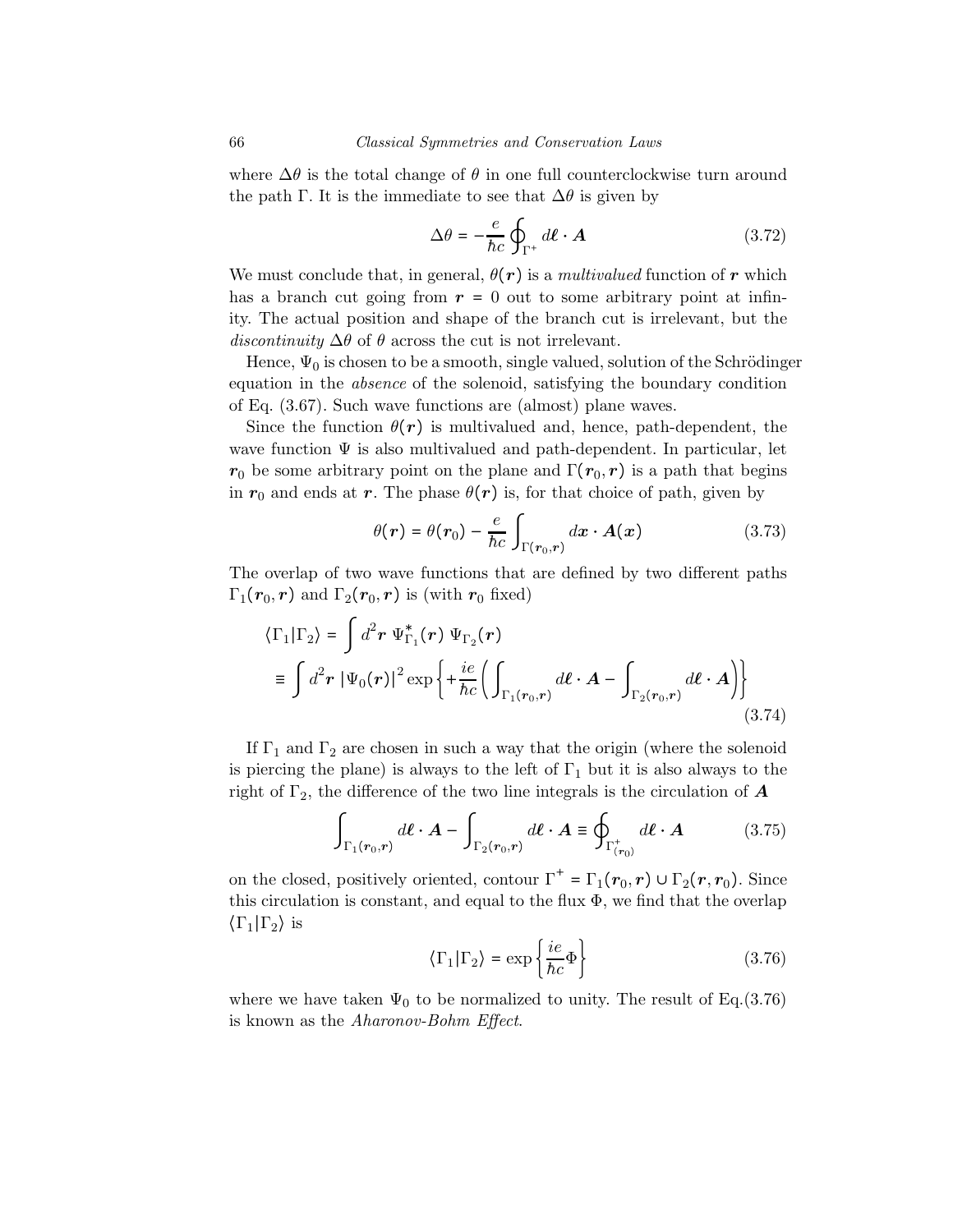where $\Delta\theta$ is the total change of $\theta$ in one full counterclockwise turn around the path $\Gamma$. It is the immediate to see that $\Delta\theta$ is given by

$$\Delta\theta = -\frac{e}{\hbar c}\oint_{\Gamma^+} d\boldsymbol{\ell}\cdot\boldsymbol{A} \tag{3.72}$$

We must conclude that, in general, $\theta(\boldsymbol{r})$ is a *multivalued* function of $\boldsymbol{r}$ which has a branch cut going from $\boldsymbol{r} = 0$ out to some arbitrary point at infinity. The actual position and shape of the branch cut is irrelevant, but the *discontinuity* $\Delta\theta$ of $\theta$ across the cut is not irrelevant.

Hence, $\Psi_0$ is chosen to be a smooth, single valued, solution of the Schrödinger equation in the *absence* of the solenoid, satisfying the boundary condition of Eq. (3.67). Such wave functions are (almost) plane waves.

Since the function $\theta(\boldsymbol{r})$ is multivalued and, hence, path-dependent, the wave function $\Psi$ is also multivalued and path-dependent. In particular, let $\boldsymbol{r}_0$ be some arbitrary point on the plane and $\Gamma(\boldsymbol{r}_0,\boldsymbol{r})$ is a path that begins in $\boldsymbol{r}_0$ and ends at $\boldsymbol{r}$. The phase $\theta(\boldsymbol{r})$ is, for that choice of path, given by

$$\theta(\boldsymbol{r}) = \theta(\boldsymbol{r}_0) - \frac{e}{\hbar c}\int_{\Gamma(\boldsymbol{r}_0,\boldsymbol{r})} d\boldsymbol{x}\cdot\boldsymbol{A}(\boldsymbol{x}) \tag{3.73}$$

The overlap of two wave functions that are defined by two different paths $\Gamma_1(\boldsymbol{r}_0,\boldsymbol{r})$ and $\Gamma_2(\boldsymbol{r}_0,\boldsymbol{r})$ is (with $\boldsymbol{r}_0$ fixed)

$$\begin{aligned}\langle\Gamma_1|\Gamma_2\rangle &= \int d^2\boldsymbol{r}\ \Psi^*_{\Gamma_1}(\boldsymbol{r})\ \Psi_{\Gamma_2}(\boldsymbol{r})\\ &\equiv \int d^2\boldsymbol{r}\ |\Psi_0(\boldsymbol{r})|^2 \exp\left\{+\frac{ie}{\hbar c}\left(\int_{\Gamma_1(\boldsymbol{r}_0,\boldsymbol{r})} d\boldsymbol{\ell}\cdot\boldsymbol{A} - \int_{\Gamma_2(\boldsymbol{r}_0,\boldsymbol{r})} d\boldsymbol{\ell}\cdot\boldsymbol{A}\right)\right\}\end{aligned} \tag{3.74}$$

If $\Gamma_1$ and $\Gamma_2$ are chosen in such a way that the origin (where the solenoid is piercing the plane) is always to the left of $\Gamma_1$ but it is also always to the right of $\Gamma_2$, the difference of the two line integrals is the circulation of $\boldsymbol{A}$

$$\int_{\Gamma_1(\boldsymbol{r}_0,\boldsymbol{r})} d\boldsymbol{\ell}\cdot\boldsymbol{A} - \int_{\Gamma_2(\boldsymbol{r}_0,\boldsymbol{r})} d\boldsymbol{\ell}\cdot\boldsymbol{A} \equiv \oint_{\Gamma^+_{(\boldsymbol{r}_0)}} d\boldsymbol{\ell}\cdot\boldsymbol{A} \tag{3.75}$$

on the closed, positively oriented, contour $\Gamma^+ = \Gamma_1(\boldsymbol{r}_0,\boldsymbol{r}) \cup \Gamma_2(\boldsymbol{r},\boldsymbol{r}_0)$. Since this circulation is constant, and equal to the flux $\Phi$, we find that the overlap $\langle\Gamma_1|\Gamma_2\rangle$ is

$$\langle\Gamma_1|\Gamma_2\rangle = \exp\left\{\frac{ie}{\hbar c}\Phi\right\} \tag{3.76}$$

where we have taken $\Psi_0$ to be normalized to unity. The result of Eq.(3.76) is known as the *Aharonov-Bohm Effect*.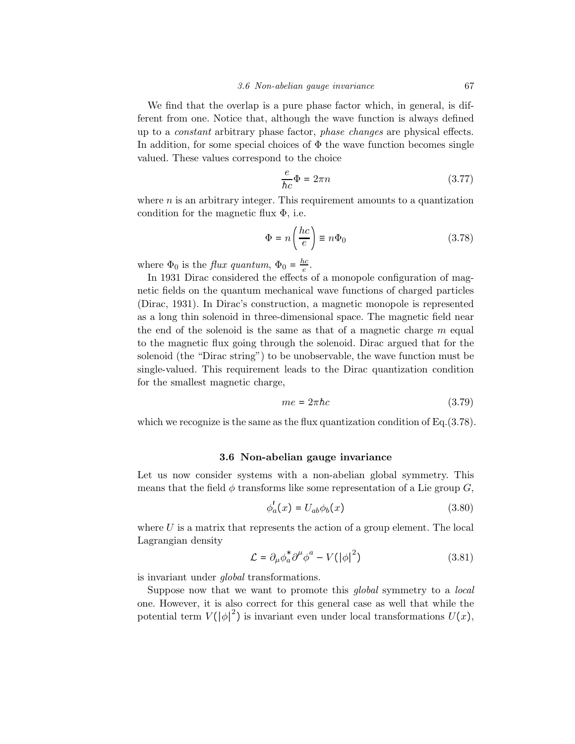We find that the overlap is a pure phase factor which, in general, is different from one. Notice that, although the wave function is always defined up to a *constant* arbitrary phase factor, *phase changes* are physical effects. In addition, for some special choices of $\Phi$ the wave function becomes single valued. These values correspond to the choice

$$\frac{e}{\hbar c}\Phi = 2\pi n \tag{3.77}$$

where $n$ is an arbitrary integer. This requirement amounts to a quantization condition for the magnetic flux $\Phi$, i.e.

$$\Phi = n\left(\frac{hc}{e}\right) \equiv n\Phi_0 \tag{3.78}$$

where $\Phi_0$ is the *flux quantum*, $\Phi_0 = \frac{hc}{e}$.

In 1931 Dirac considered the effects of a monopole configuration of magnetic fields on the quantum mechanical wave functions of charged particles (Dirac, 1931). In Dirac's construction, a magnetic monopole is represented as a long thin solenoid in three-dimensional space. The magnetic field near the end of the solenoid is the same as that of a magnetic charge $m$ equal to the magnetic flux going through the solenoid. Dirac argued that for the solenoid (the "Dirac string") to be unobservable, the wave function must be single-valued. This requirement leads to the Dirac quantization condition for the smallest magnetic charge,

$$me = 2\pi\hbar c \tag{3.79}$$

which we recognize is the same as the flux quantization condition of Eq.(3.78).

## 3.6 Non-abelian gauge invariance

Let us now consider systems with a non-abelian global symmetry. This means that the field $\phi$ transforms like some representation of a Lie group $G$,

$$\phi'_a(x) = U_{ab}\phi_b(x) \tag{3.80}$$

where $U$ is a matrix that represents the action of a group element. The local Lagrangian density

$$\mathcal{L} = \partial_\mu \phi_a^* \partial^\mu \phi^a - V(|\phi|^2) \tag{3.81}$$

is invariant under *global* transformations.

Suppose now that we want to promote this *global* symmetry to a *local* one. However, it is also correct for this general case as well that while the potential term $V(|\phi|^2)$ is invariant even under local transformations $U(x)$,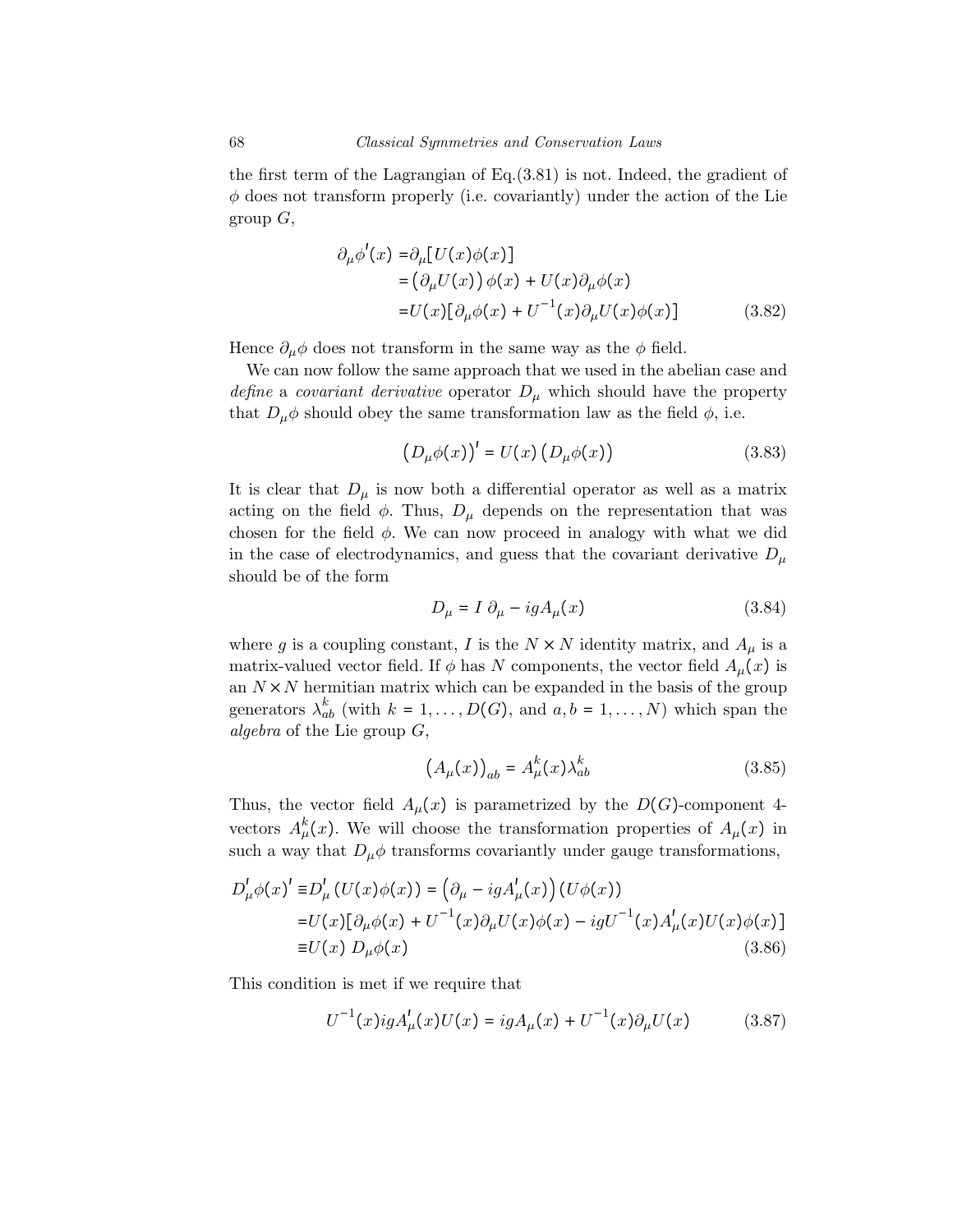the first term of the Lagrangian of Eq.(3.81) is not. Indeed, the gradient of $\phi$ does not transform properly (i.e. covariantly) under the action of the Lie group $G$,

$$
\begin{aligned}
\partial_\mu \phi'(x) =& \partial_\mu [U(x)\phi(x)] \\
=& \left(\partial_\mu U(x)\right)\phi(x) + U(x)\partial_\mu \phi(x) \\
=& U(x)[\partial_\mu \phi(x) + U^{-1}(x)\partial_\mu U(x)\phi(x)]
\end{aligned}
\tag{3.82}
$$

Hence $\partial_\mu \phi$ does not transform in the same way as the $\phi$ field.

We can now follow the same approach that we used in the abelian case and *define* a *covariant derivative* operator $D_\mu$ which should have the property that $D_\mu \phi$ should obey the same transformation law as the field $\phi$, i.e.

$$
\left(D_\mu \phi(x)\right)' = U(x)\left(D_\mu \phi(x)\right) \tag{3.83}
$$

It is clear that $D_\mu$ is now both a differential operator as well as a matrix acting on the field $\phi$. Thus, $D_\mu$ depends on the representation that was chosen for the field $\phi$. We can now proceed in analogy with what we did in the case of electrodynamics, and guess that the covariant derivative $D_\mu$ should be of the form

$$
D_\mu = I\,\partial_\mu - igA_\mu(x) \tag{3.84}
$$

where $g$ is a coupling constant, $I$ is the $N \times N$ identity matrix, and $A_\mu$ is a matrix-valued vector field. If $\phi$ has $N$ components, the vector field $A_\mu(x)$ is an $N \times N$ hermitian matrix which can be expanded in the basis of the group generators $\lambda^k_{ab}$ (with $k = 1, \ldots, D(G)$, and $a, b = 1, \ldots, N$) which span the *algebra* of the Lie group $G$,

$$
\left(A_\mu(x)\right)_{ab} = A^k_\mu(x)\lambda^k_{ab} \tag{3.85}
$$

Thus, the vector field $A_\mu(x)$ is parametrized by the $D(G)$-component 4-vectors $A^k_\mu(x)$. We will choose the transformation properties of $A_\mu(x)$ in such a way that $D_\mu \phi$ transforms covariantly under gauge transformations,

$$
\begin{aligned}
D'_\mu \phi(x)' \equiv& D'_\mu \left(U(x)\phi(x)\right) = \left(\partial_\mu - igA'_\mu(x)\right)\left(U\phi(x)\right) \\
=& U(x)[\partial_\mu \phi(x) + U^{-1}(x)\partial_\mu U(x)\phi(x) - igU^{-1}(x)A'_\mu(x)U(x)\phi(x)] \\
\equiv& U(x)\;D_\mu \phi(x)
\end{aligned}
\tag{3.86}
$$

This condition is met if we require that

$$
U^{-1}(x)igA'_\mu(x)U(x) = igA_\mu(x) + U^{-1}(x)\partial_\mu U(x) \tag{3.87}
$$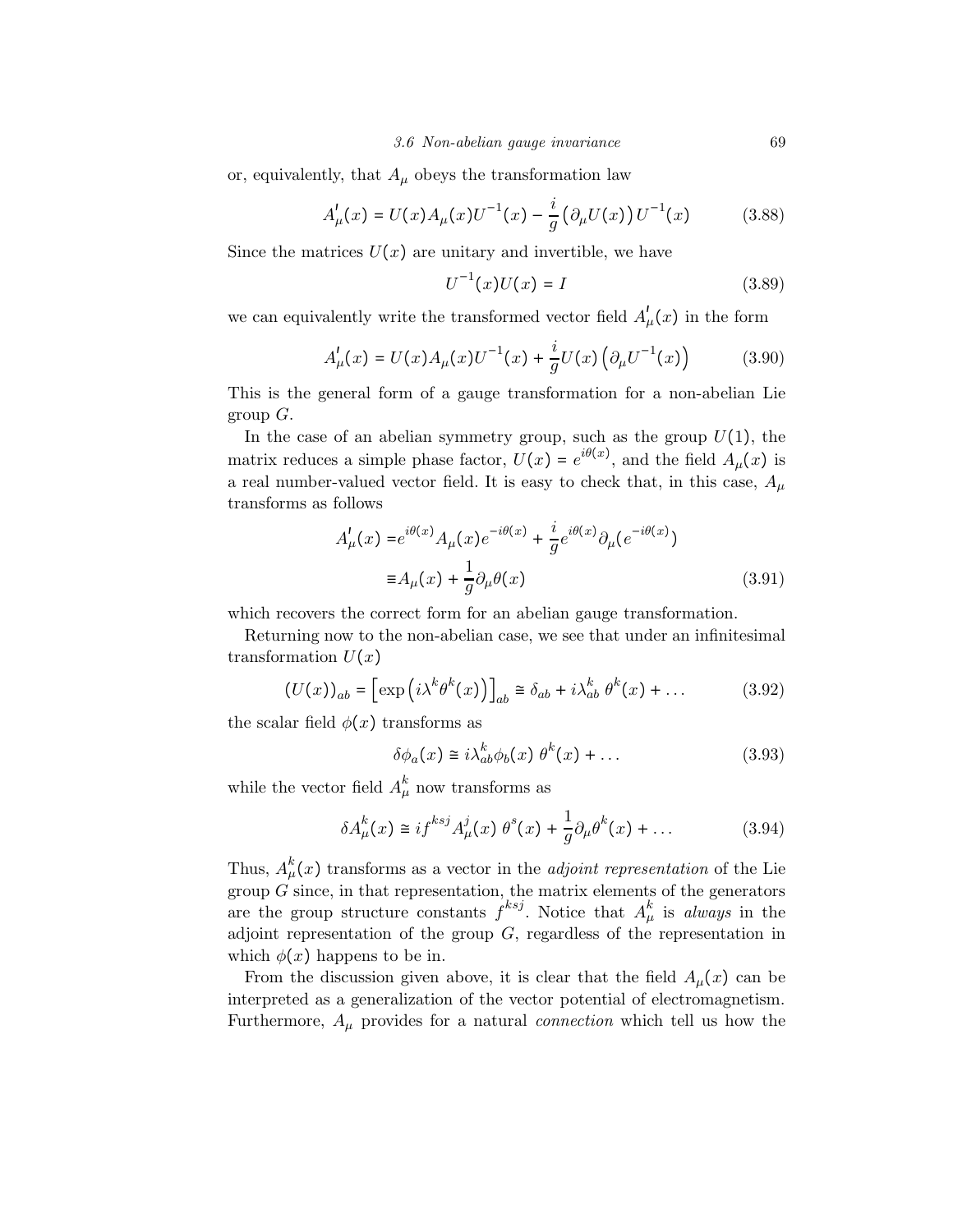or, equivalently, that $A_\mu$ obeys the transformation law

$$A'_\mu(x) = U(x)A_\mu(x)U^{-1}(x) - \frac{i}{g}\left(\partial_\mu U(x)\right)U^{-1}(x) \tag{3.88}$$

Since the matrices $U(x)$ are unitary and invertible, we have

$$U^{-1}(x)U(x) = I \tag{3.89}$$

we can equivalently write the transformed vector field $A'_\mu(x)$ in the form

$$A'_\mu(x) = U(x)A_\mu(x)U^{-1}(x) + \frac{i}{g}U(x)\left(\partial_\mu U^{-1}(x)\right) \tag{3.90}$$

This is the general form of a gauge transformation for a non-abelian Lie group $G$.

In the case of an abelian symmetry group, such as the group $U(1)$, the matrix reduces a simple phase factor, $U(x) = e^{i\theta(x)}$, and the field $A_\mu(x)$ is a real number-valued vector field. It is easy to check that, in this case, $A_\mu$ transforms as follows

$$\begin{aligned} A'_\mu(x) =& e^{i\theta(x)}A_\mu(x)e^{-i\theta(x)} + \frac{i}{g}e^{i\theta(x)}\partial_\mu(e^{-i\theta(x)}) \\ \equiv& A_\mu(x) + \frac{1}{g}\partial_\mu\theta(x) \end{aligned} \tag{3.91}$$

which recovers the correct form for an abelian gauge transformation.

Returning now to the non-abelian case, we see that under an infinitesimal transformation $U(x)$

$$(U(x))_{ab} = \left[\exp\left(i\lambda^k\theta^k(x)\right)\right]_{ab} \cong \delta_{ab} + i\lambda^k_{ab}\,\theta^k(x) + \ldots \tag{3.92}$$

the scalar field $\phi(x)$ transforms as

$$\delta\phi_a(x) \cong i\lambda^k_{ab}\phi_b(x)\,\theta^k(x) + \ldots \tag{3.93}$$

while the vector field $A^k_\mu$ now transforms as

$$\delta A^k_\mu(x) \cong if^{ksj}A^j_\mu(x)\,\theta^s(x) + \frac{1}{g}\partial_\mu\theta^k(x) + \ldots \tag{3.94}$$

Thus, $A^k_\mu(x)$ transforms as a vector in the *adjoint representation* of the Lie group $G$ since, in that representation, the matrix elements of the generators are the group structure constants $f^{ksj}$. Notice that $A^k_\mu$ is *always* in the adjoint representation of the group $G$, regardless of the representation in which $\phi(x)$ happens to be in.

From the discussion given above, it is clear that the field $A_\mu(x)$ can be interpreted as a generalization of the vector potential of electromagnetism. Furthermore, $A_\mu$ provides for a natural *connection* which tell us how the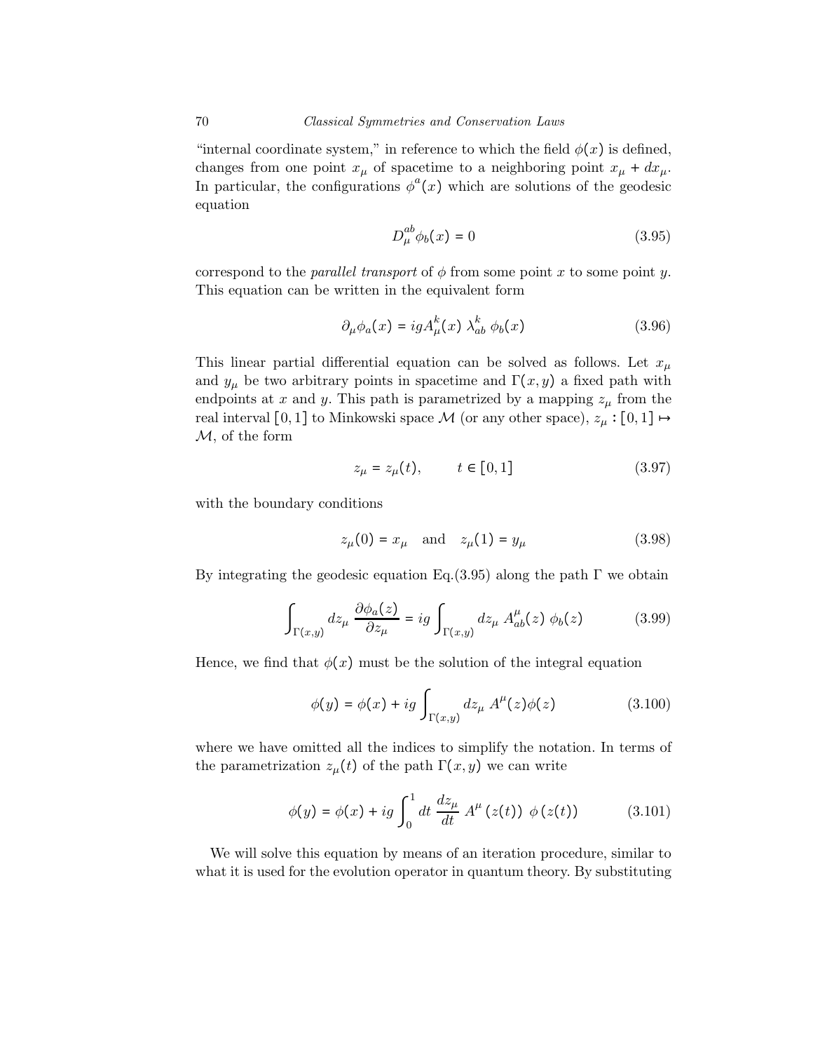"internal coordinate system," in reference to which the field $\phi(x)$ is defined, changes from one point $x_\mu$ of spacetime to a neighboring point $x_\mu + dx_\mu$. In particular, the configurations $\phi^a(x)$ which are solutions of the geodesic equation

$$D_\mu^{ab}\phi_b(x) = 0 \tag{3.95}$$

correspond to the *parallel transport* of $\phi$ from some point $x$ to some point $y$. This equation can be written in the equivalent form

$$\partial_\mu \phi_a(x) = igA_\mu^k(x)\ \lambda_{ab}^k\ \phi_b(x) \tag{3.96}$$

This linear partial differential equation can be solved as follows. Let $x_\mu$ and $y_\mu$ be two arbitrary points in spacetime and $\Gamma(x,y)$ a fixed path with endpoints at $x$ and $y$. This path is parametrized by a mapping $z_\mu$ from the real interval $[0,1]$ to Minkowski space $\mathcal{M}$ (or any other space), $z_\mu : [0,1] \mapsto \mathcal{M}$, of the form

$$z_\mu = z_\mu(t), \qquad t \in [0,1] \tag{3.97}$$

with the boundary conditions

$$z_\mu(0) = x_\mu \quad \text{and} \quad z_\mu(1) = y_\mu \tag{3.98}$$

By integrating the geodesic equation Eq.(3.95) along the path $\Gamma$ we obtain

$$\int_{\Gamma(x,y)} dz_\mu\ \frac{\partial \phi_a(z)}{\partial z_\mu} = ig \int_{\Gamma(x,y)} dz_\mu\ A_{ab}^\mu(z)\ \phi_b(z) \tag{3.99}$$

Hence, we find that $\phi(x)$ must be the solution of the integral equation

$$\phi(y) = \phi(x) + ig \int_{\Gamma(x,y)} dz_\mu\ A^\mu(z)\phi(z) \tag{3.100}$$

where we have omitted all the indices to simplify the notation. In terms of the parametrization $z_\mu(t)$ of the path $\Gamma(x,y)$ we can write

$$\phi(y) = \phi(x) + ig \int_0^1 dt\ \frac{dz_\mu}{dt}\ A^\mu\left(z(t)\right)\ \phi\left(z(t)\right) \tag{3.101}$$

We will solve this equation by means of an iteration procedure, similar to what it is used for the evolution operator in quantum theory. By substituting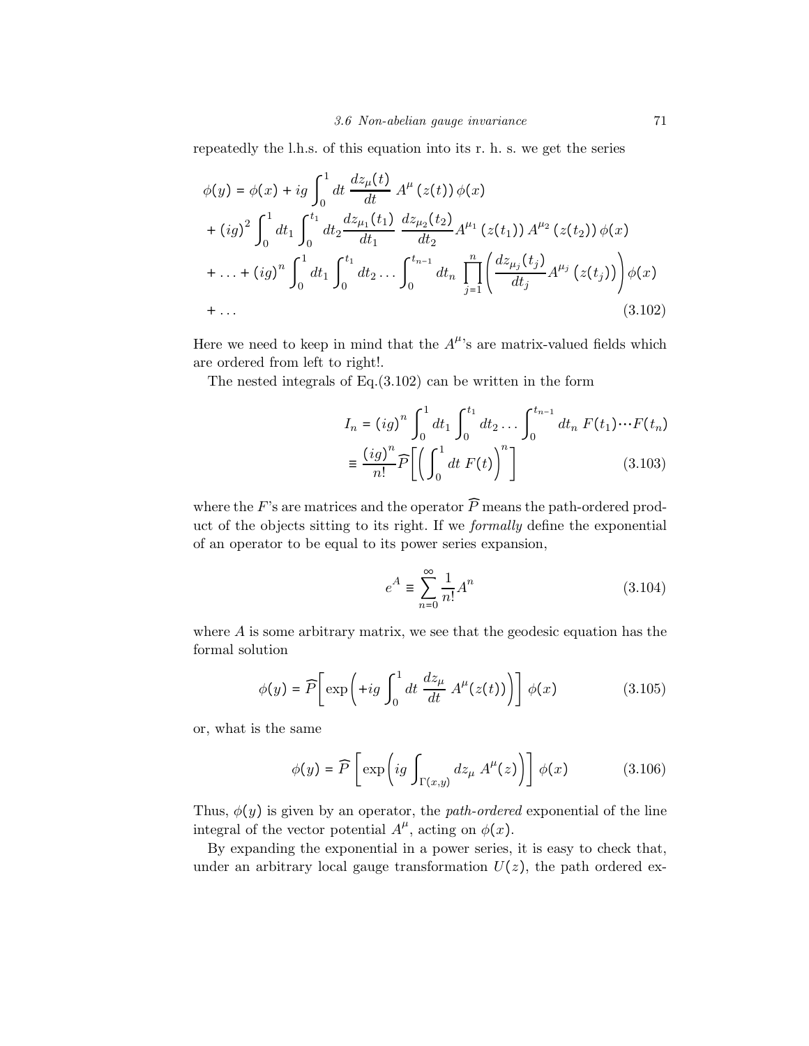repeatedly the l.h.s. of this equation into its r. h. s. we get the series

$$
\begin{aligned}
\phi(y) &= \phi(x) + ig \int_0^1 dt \, \frac{dz_\mu(t)}{dt} \, A^\mu \left(z(t)\right) \phi(x) \\
&+ (ig)^2 \int_0^1 dt_1 \int_0^{t_1} dt_2 \frac{dz_{\mu_1}(t_1)}{dt_1} \, \frac{dz_{\mu_2}(t_2)}{dt_2} A^{\mu_1} \left(z(t_1)\right) A^{\mu_2} \left(z(t_2)\right) \phi(x) \\
&+ \ldots + (ig)^n \int_0^1 dt_1 \int_0^{t_1} dt_2 \ldots \int_0^{t_{n-1}} dt_n \, \prod_{j=1}^{n} \left( \frac{dz_{\mu_j}(t_j)}{dt_j} A^{\mu_j} \left(z(t_j)\right) \right) \phi(x) \\
&+ \ldots
\end{aligned} \tag{3.102}
$$

Here we need to keep in mind that the $A^\mu$'s are matrix-valued fields which are ordered from left to right!.

The nested integrals of Eq.(3.102) can be written in the form

$$
\begin{aligned}
I_n &= (ig)^n \int_0^1 dt_1 \int_0^{t_1} dt_2 \ldots \int_0^{t_{n-1}} dt_n \, F(t_1) \cdots F(t_n) \\
&\equiv \frac{(ig)^n}{n!} \widehat{P} \left[ \left( \int_0^1 dt \, F(t) \right)^n \right]
\end{aligned} \tag{3.103}
$$

where the $F$'s are matrices and the operator $\widehat{P}$ means the path-ordered product of the objects sitting to its right. If we *formally* define the exponential of an operator to be equal to its power series expansion,

$$
e^A \equiv \sum_{n=0}^{\infty} \frac{1}{n!} A^n \tag{3.104}
$$

where $A$ is some arbitrary matrix, we see that the geodesic equation has the formal solution

$$
\phi(y) = \widehat{P} \left[ \exp \left( +ig \int_0^1 dt \, \frac{dz_\mu}{dt} \, A^\mu(z(t)) \right) \right] \phi(x) \tag{3.105}
$$

or, what is the same

$$
\phi(y) = \widehat{P} \left[ \exp \left( ig \int_{\Gamma(x,y)} dz_\mu \, A^\mu(z) \right) \right] \phi(x) \tag{3.106}
$$

Thus, $\phi(y)$ is given by an operator, the *path-ordered* exponential of the line integral of the vector potential $A^\mu$, acting on $\phi(x)$.

By expanding the exponential in a power series, it is easy to check that, under an arbitrary local gauge transformation $U(z)$, the path ordered ex-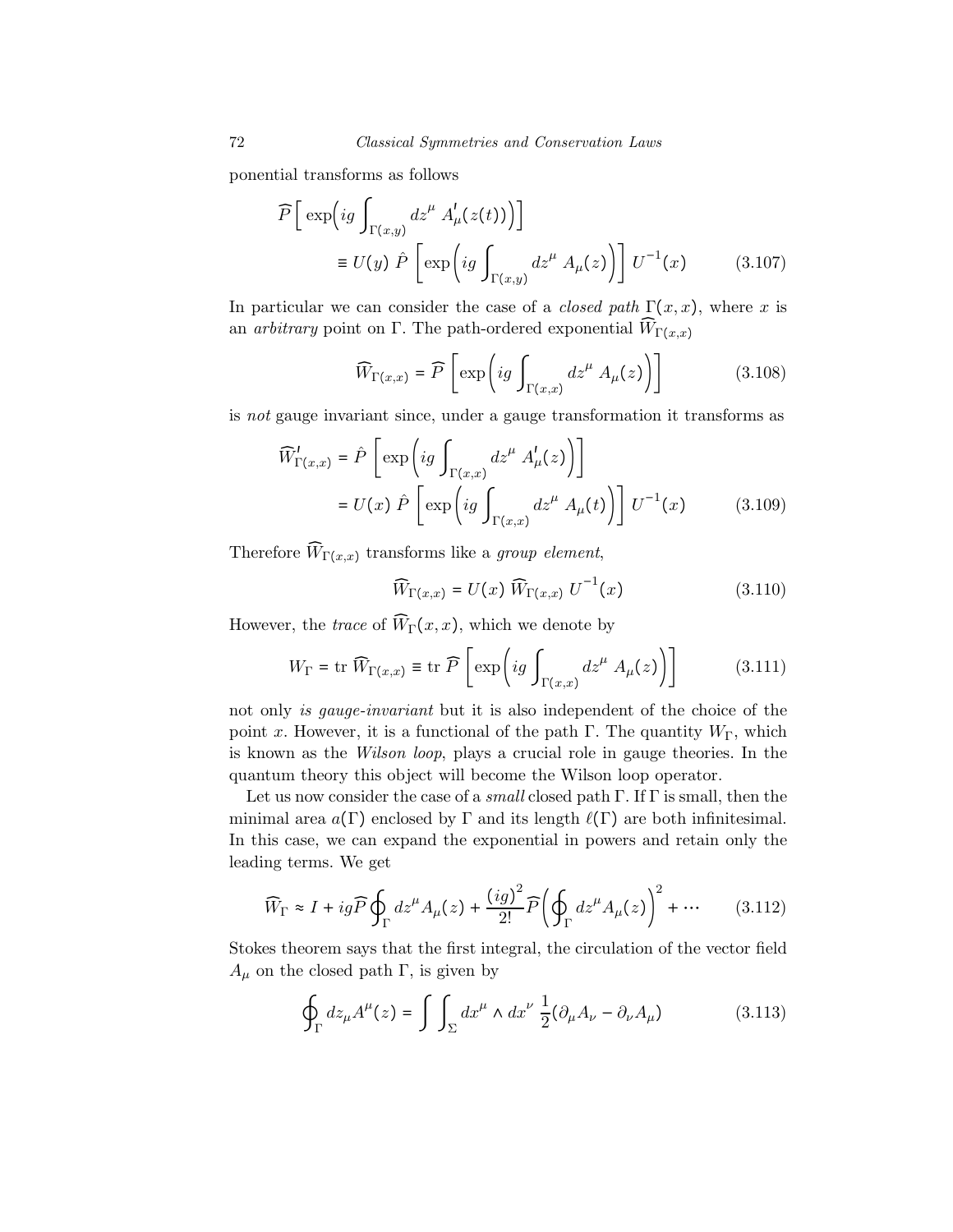ponential transforms as follows

$$
\begin{aligned}
\widehat{P}\Big[\exp\Big(ig\int_{\Gamma(x,y)} dz^{\mu}\; A'_{\mu}(z(t))\Big)\Big] \\
\equiv U(y)\;\hat{P}\;\left[\exp\left(ig\int_{\Gamma(x,y)} dz^{\mu}\; A_{\mu}(z)\right)\right]\; U^{-1}(x) \qquad (3.107)
\end{aligned}
$$

In particular we can consider the case of a *closed path* $\Gamma(x,x)$, where $x$ is an *arbitrary* point on $\Gamma$. The path-ordered exponential $\widehat{W}_{\Gamma(x,x)}$

$$
\widehat{W}_{\Gamma(x,x)} = \widehat{P}\;\left[\exp\left(ig\int_{\Gamma(x,x)} dz^{\mu}\; A_{\mu}(z)\right)\right] \qquad (3.108)
$$

is *not* gauge invariant since, under a gauge transformation it transforms as

$$
\begin{aligned}
\widehat{W}'_{\Gamma(x,x)} &= \hat{P}\;\left[\exp\left(ig\int_{\Gamma(x,x)} dz^{\mu}\; A'_{\mu}(z)\right)\right] \\
&= U(x)\;\hat{P}\;\left[\exp\left(ig\int_{\Gamma(x,x)} dz^{\mu}\; A_{\mu}(t)\right)\right]\; U^{-1}(x) \qquad (3.109)
\end{aligned}
$$

Therefore $\widehat{W}_{\Gamma(x,x)}$ transforms like a *group element*,

$$
\widehat{W}_{\Gamma(x,x)} = U(x)\;\widehat{W}_{\Gamma(x,x)}\;U^{-1}(x) \qquad (3.110)
$$

However, the *trace* of $\widehat{W}_{\Gamma}(x,x)$, which we denote by

$$
W_{\Gamma} = \text{tr}\;\widehat{W}_{\Gamma(x,x)} \equiv \text{tr}\;\widehat{P}\;\left[\exp\left(ig\int_{\Gamma(x,x)} dz^{\mu}\; A_{\mu}(z)\right)\right] \qquad (3.111)
$$

not only *is gauge-invariant* but it is also independent of the choice of the point $x$. However, it is a functional of the path $\Gamma$. The quantity $W_{\Gamma}$, which is known as the *Wilson loop*, plays a crucial role in gauge theories. In the quantum theory this object will become the Wilson loop operator.

Let us now consider the case of a *small* closed path $\Gamma$. If $\Gamma$ is small, then the minimal area $a(\Gamma)$ enclosed by $\Gamma$ and its length $\ell(\Gamma)$ are both infinitesimal. In this case, we can expand the exponential in powers and retain only the leading terms. We get

$$
\widehat{W}_{\Gamma} \approx I + ig\widehat{P}\oint_{\Gamma} dz^{\mu}A_{\mu}(z) + \frac{(ig)^2}{2!}\widehat{P}\left(\oint_{\Gamma} dz^{\mu}A_{\mu}(z)\right)^2 + \cdots \qquad (3.112)
$$

Stokes theorem says that the first integral, the circulation of the vector field $A_{\mu}$ on the closed path $\Gamma$, is given by

$$
\oint_{\Gamma} dz_{\mu}A^{\mu}(z) = \int\int_{\Sigma} dx^{\mu}\wedge dx^{\nu}\;\frac{1}{2}(\partial_{\mu}A_{\nu} - \partial_{\nu}A_{\mu}) \qquad (3.113)
$$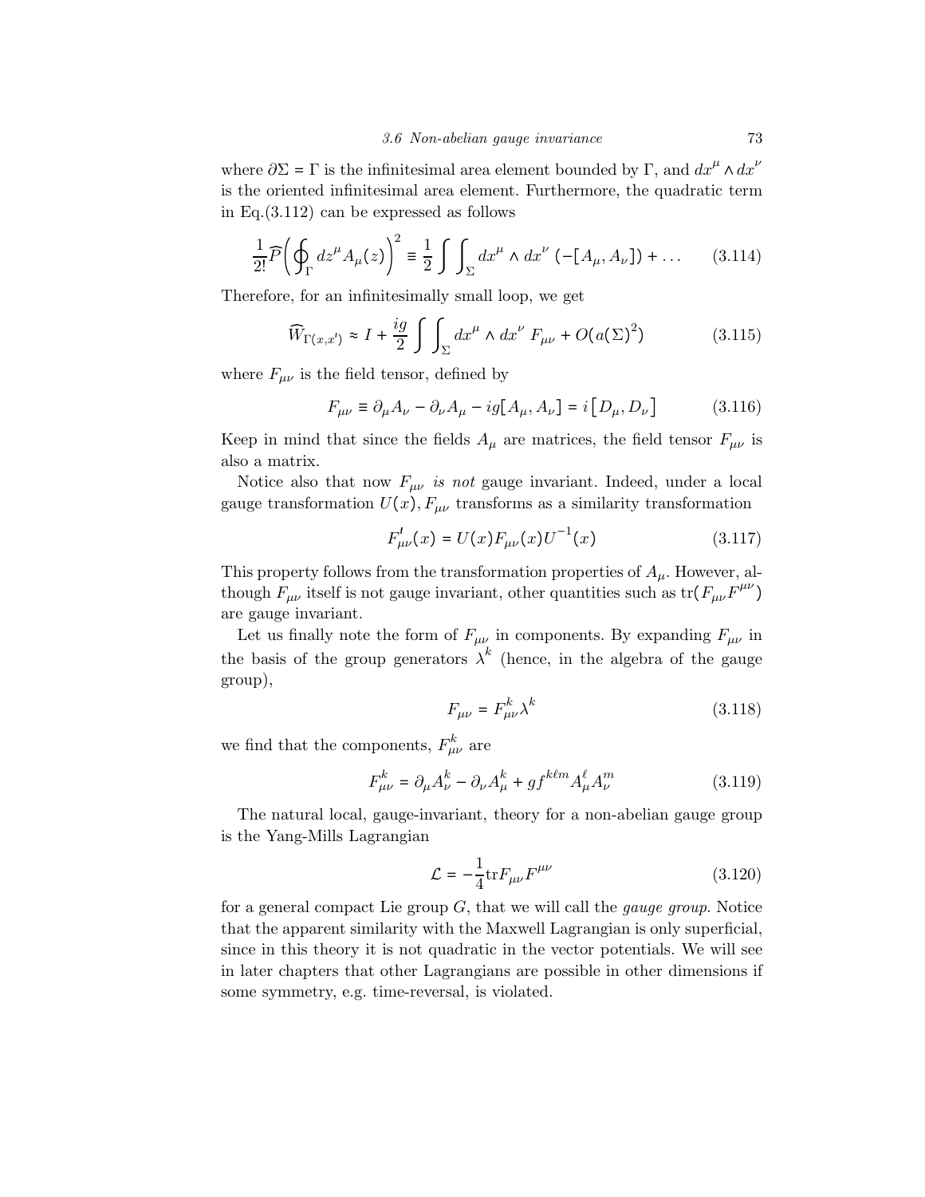where $\partial\Sigma = \Gamma$ is the infinitesimal area element bounded by $\Gamma$, and $dx^\mu \wedge dx^\nu$ is the oriented infinitesimal area element. Furthermore, the quadratic term in Eq.(3.112) can be expressed as follows

$$\frac{1}{2!}\widehat{P}\left(\oint_\Gamma dz^\mu A_\mu(z)\right)^2 \equiv \frac{1}{2}\int\int_\Sigma dx^\mu \wedge dx^\nu \left(-[A_\mu, A_\nu]\right) + \ldots \tag{3.114}$$

Therefore, for an infinitesimally small loop, we get

$$\widehat{W}_{\Gamma(x,x')} \approx I + \frac{ig}{2}\int\int_\Sigma dx^\mu \wedge dx^\nu \; F_{\mu\nu} + O(a(\Sigma)^2) \tag{3.115}$$

where $F_{\mu\nu}$ is the field tensor, defined by

$$F_{\mu\nu} \equiv \partial_\mu A_\nu - \partial_\nu A_\mu - ig[A_\mu, A_\nu] = i\left[D_\mu, D_\nu\right] \tag{3.116}$$

Keep in mind that since the fields $A_\mu$ are matrices, the field tensor $F_{\mu\nu}$ is also a matrix.

Notice also that now $F_{\mu\nu}$ *is not* gauge invariant. Indeed, under a local gauge transformation $U(x)$, $F_{\mu\nu}$ transforms as a similarity transformation

$$F'_{\mu\nu}(x) = U(x)F_{\mu\nu}(x)U^{-1}(x) \tag{3.117}$$

This property follows from the transformation properties of $A_\mu$. However, although $F_{\mu\nu}$ itself is not gauge invariant, other quantities such as $\text{tr}(F_{\mu\nu}F^{\mu\nu})$ are gauge invariant.

Let us finally note the form of $F_{\mu\nu}$ in components. By expanding $F_{\mu\nu}$ in the basis of the group generators $\lambda^k$ (hence, in the algebra of the gauge group),

$$F_{\mu\nu} = F^k_{\mu\nu}\lambda^k \tag{3.118}$$

we find that the components, $F^k_{\mu\nu}$ are

$$F^k_{\mu\nu} = \partial_\mu A^k_\nu - \partial_\nu A^k_\mu + gf^{k\ell m}A^\ell_\mu A^m_\nu \tag{3.119}$$

The natural local, gauge-invariant, theory for a non-abelian gauge group is the Yang-Mills Lagrangian

$$\mathcal{L} = -\frac{1}{4}\text{tr}F_{\mu\nu}F^{\mu\nu} \tag{3.120}$$

for a general compact Lie group $G$, that we will call the *gauge group*. Notice that the apparent similarity with the Maxwell Lagrangian is only superficial, since in this theory it is not quadratic in the vector potentials. We will see in later chapters that other Lagrangians are possible in other dimensions if some symmetry, e.g. time-reversal, is violated.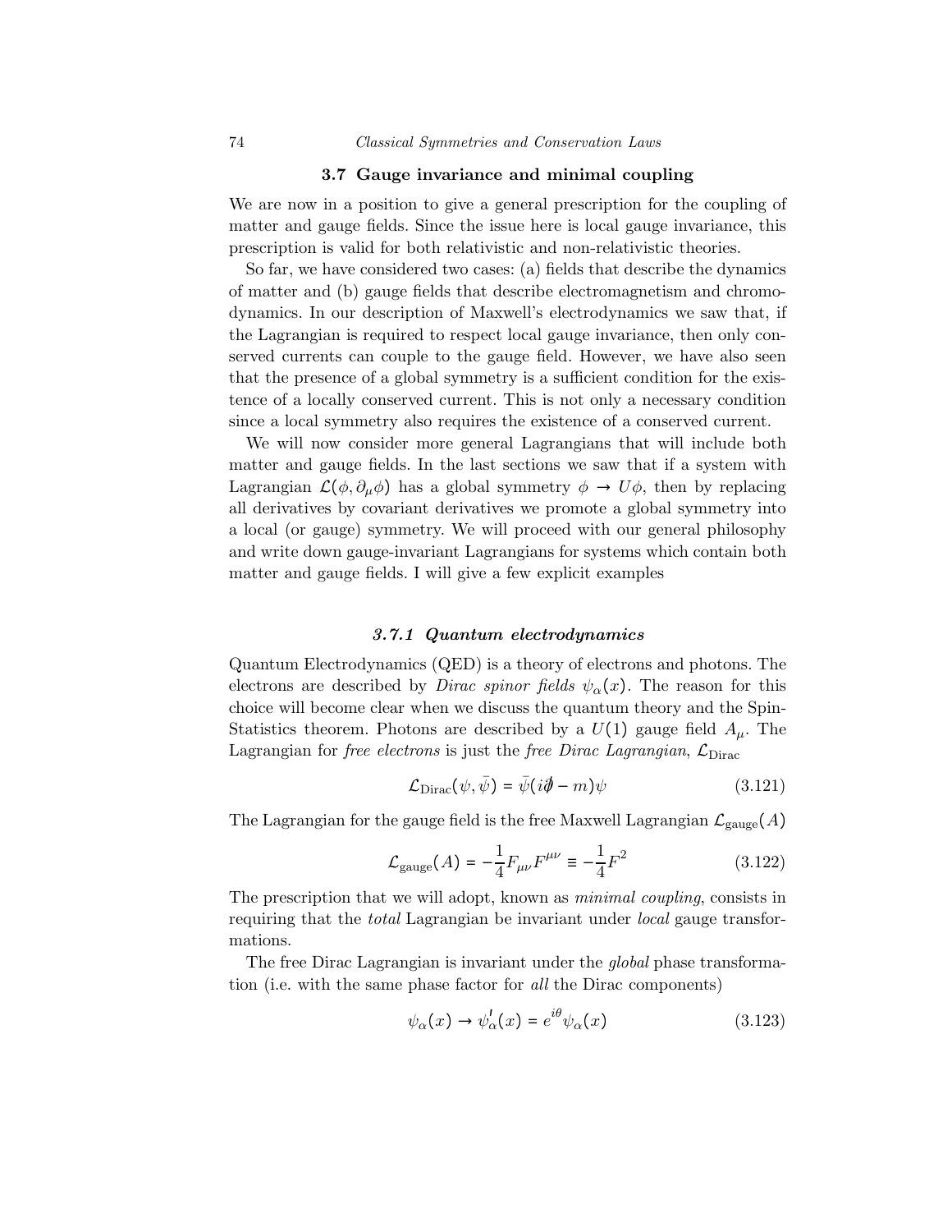## 3.7 Gauge invariance and minimal coupling

We are now in a position to give a general prescription for the coupling of matter and gauge fields. Since the issue here is local gauge invariance, this prescription is valid for both relativistic and non-relativistic theories.

So far, we have considered two cases: (a) fields that describe the dynamics of matter and (b) gauge fields that describe electromagnetism and chromodynamics. In our description of Maxwell's electrodynamics we saw that, if the Lagrangian is required to respect local gauge invariance, then only conserved currents can couple to the gauge field. However, we have also seen that the presence of a global symmetry is a sufficient condition for the existence of a locally conserved current. This is not only a necessary condition since a local symmetry also requires the existence of a conserved current.

We will now consider more general Lagrangians that will include both matter and gauge fields. In the last sections we saw that if a system with Lagrangian $\mathcal{L}(\phi, \partial_\mu \phi)$ has a global symmetry $\phi \to U\phi$, then by replacing all derivatives by covariant derivatives we promote a global symmetry into a local (or gauge) symmetry. We will proceed with our general philosophy and write down gauge-invariant Lagrangians for systems which contain both matter and gauge fields. I will give a few explicit examples

### *3.7.1 Quantum electrodynamics*

Quantum Electrodynamics (QED) is a theory of electrons and photons. The electrons are described by *Dirac spinor fields* $\psi_\alpha(x)$. The reason for this choice will become clear when we discuss the quantum theory and the Spin-Statistics theorem. Photons are described by a $U(1)$ gauge field $A_\mu$. The Lagrangian for *free electrons* is just the *free Dirac Lagrangian*, $\mathcal{L}_{\text{Dirac}}$

$$\mathcal{L}_{\text{Dirac}}(\psi, \bar{\psi}) = \bar{\psi}(i\partial\!\!\!/ - m)\psi \tag{3.121}$$

The Lagrangian for the gauge field is the free Maxwell Lagrangian $\mathcal{L}_{\text{gauge}}(A)$

$$\mathcal{L}_{\text{gauge}}(A) = -\frac{1}{4}F_{\mu\nu}F^{\mu\nu} \equiv -\frac{1}{4}F^2 \tag{3.122}$$

The prescription that we will adopt, known as *minimal coupling*, consists in requiring that the *total* Lagrangian be invariant under *local* gauge transformations.

The free Dirac Lagrangian is invariant under the *global* phase transformation (i.e. with the same phase factor for *all* the Dirac components)

$$\psi_\alpha(x) \to \psi'_\alpha(x) = e^{i\theta}\psi_\alpha(x) \tag{3.123}$$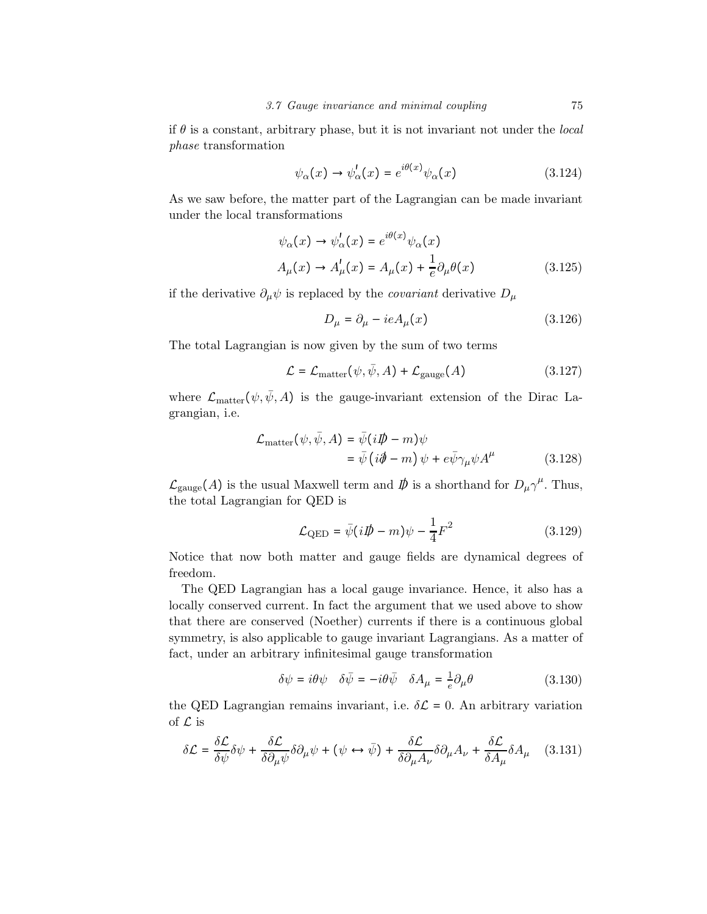if $\theta$ is a constant, arbitrary phase, but it is not invariant not under the *local phase* transformation

$$\psi_\alpha(x) \to \psi'_\alpha(x) = e^{i\theta(x)}\psi_\alpha(x) \tag{3.124}$$

As we saw before, the matter part of the Lagrangian can be made invariant under the local transformations

$$\begin{aligned}
\psi_\alpha(x) &\to \psi'_\alpha(x) = e^{i\theta(x)}\psi_\alpha(x) \\
A_\mu(x) &\to A'_\mu(x) = A_\mu(x) + \frac{1}{e}\partial_\mu\theta(x)
\end{aligned} \tag{3.125}$$

if the derivative $\partial_\mu\psi$ is replaced by the *covariant* derivative $D_\mu$

$$D_\mu = \partial_\mu - ieA_\mu(x) \tag{3.126}$$

The total Lagrangian is now given by the sum of two terms

$$\mathcal{L} = \mathcal{L}_{\text{matter}}(\psi, \bar{\psi}, A) + \mathcal{L}_{\text{gauge}}(A) \tag{3.127}$$

where $\mathcal{L}_{\text{matter}}(\psi, \bar{\psi}, A)$ is the gauge-invariant extension of the Dirac Lagrangian, i.e.

$$\begin{aligned}
\mathcal{L}_{\text{matter}}(\psi, \bar{\psi}, A) &= \bar{\psi}(i\not{D} - m)\psi \\
&= \bar{\psi}\left(i\not{\partial} - m\right)\psi + e\bar{\psi}\gamma_\mu\psi A^\mu
\end{aligned} \tag{3.128}$$

$\mathcal{L}_{\text{gauge}}(A)$ is the usual Maxwell term and $\not{D}$ is a shorthand for $D_\mu\gamma^\mu$. Thus, the total Lagrangian for QED is

$$\mathcal{L}_{\text{QED}} = \bar{\psi}(i\not{D} - m)\psi - \frac{1}{4}F^2 \tag{3.129}$$

Notice that now both matter and gauge fields are dynamical degrees of freedom.

The QED Lagrangian has a local gauge invariance. Hence, it also has a locally conserved current. In fact the argument that we used above to show that there are conserved (Noether) currents if there is a continuous global symmetry, is also applicable to gauge invariant Lagrangians. As a matter of fact, under an arbitrary infinitesimal gauge transformation

$$\delta\psi = i\theta\psi \quad \delta\bar{\psi} = -i\theta\bar{\psi} \quad \delta A_\mu = \tfrac{1}{e}\partial_\mu\theta \tag{3.130}$$

the QED Lagrangian remains invariant, i.e. $\delta\mathcal{L} = 0$. An arbitrary variation of $\mathcal{L}$ is

$$\delta\mathcal{L} = \frac{\delta\mathcal{L}}{\delta\psi}\delta\psi + \frac{\delta\mathcal{L}}{\delta\partial_\mu\psi}\delta\partial_\mu\psi + (\psi \leftrightarrow \bar{\psi}) + \frac{\delta\mathcal{L}}{\delta\partial_\mu A_\nu}\delta\partial_\mu A_\nu + \frac{\delta\mathcal{L}}{\delta A_\mu}\delta A_\mu \tag{3.131}$$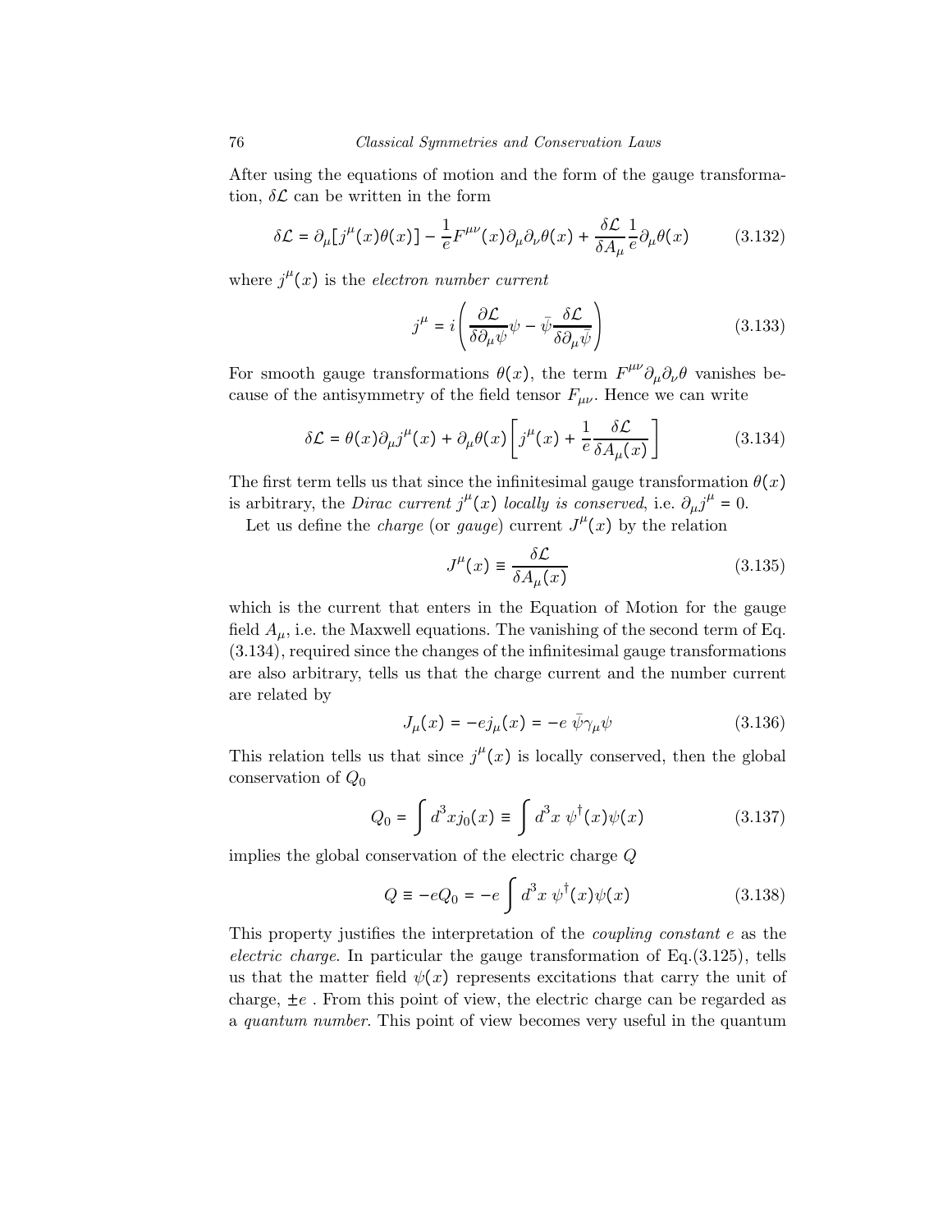After using the equations of motion and the form of the gauge transformation, $\delta\mathcal{L}$ can be written in the form

$$\delta\mathcal{L} = \partial_\mu[j^\mu(x)\theta(x)] - \frac{1}{e}F^{\mu\nu}(x)\partial_\mu\partial_\nu\theta(x) + \frac{\delta\mathcal{L}}{\delta A_\mu}\frac{1}{e}\partial_\mu\theta(x) \tag{3.132}$$

where $j^\mu(x)$ is the *electron number current*

$$j^\mu = i\left(\frac{\partial\mathcal{L}}{\delta\partial_\mu\psi}\psi - \bar{\psi}\frac{\delta\mathcal{L}}{\delta\partial_\mu\bar{\psi}}\right) \tag{3.133}$$

For smooth gauge transformations $\theta(x)$, the term $F^{\mu\nu}\partial_\mu\partial_\nu\theta$ vanishes because of the antisymmetry of the field tensor $F_{\mu\nu}$. Hence we can write

$$\delta\mathcal{L} = \theta(x)\partial_\mu j^\mu(x) + \partial_\mu\theta(x)\left[j^\mu(x) + \frac{1}{e}\frac{\delta\mathcal{L}}{\delta A_\mu(x)}\right] \tag{3.134}$$

The first term tells us that since the infinitesimal gauge transformation $\theta(x)$ is arbitrary, the *Dirac current* $j^\mu(x)$ *locally is conserved*, i.e. $\partial_\mu j^\mu = 0$.

Let us define the *charge* (or *gauge*) current $J^\mu(x)$ by the relation

$$J^\mu(x) \equiv \frac{\delta\mathcal{L}}{\delta A_\mu(x)} \tag{3.135}$$

which is the current that enters in the Equation of Motion for the gauge field $A_\mu$, i.e. the Maxwell equations. The vanishing of the second term of Eq. (3.134), required since the changes of the infinitesimal gauge transformations are also arbitrary, tells us that the charge current and the number current are related by

$$J_\mu(x) = -ej_\mu(x) = -e\,\bar{\psi}\gamma_\mu\psi \tag{3.136}$$

This relation tells us that since $j^\mu(x)$ is locally conserved, then the global conservation of $Q_0$

$$Q_0 = \int d^3x j_0(x) \equiv \int d^3x\;\psi^\dagger(x)\psi(x) \tag{3.137}$$

implies the global conservation of the electric charge $Q$

$$Q \equiv -eQ_0 = -e\int d^3x\;\psi^\dagger(x)\psi(x) \tag{3.138}$$

This property justifies the interpretation of the *coupling constant* $e$ as the *electric charge*. In particular the gauge transformation of Eq.(3.125), tells us that the matter field $\psi(x)$ represents excitations that carry the unit of charge, $\pm e$ . From this point of view, the electric charge can be regarded as a *quantum number*. This point of view becomes very useful in the quantum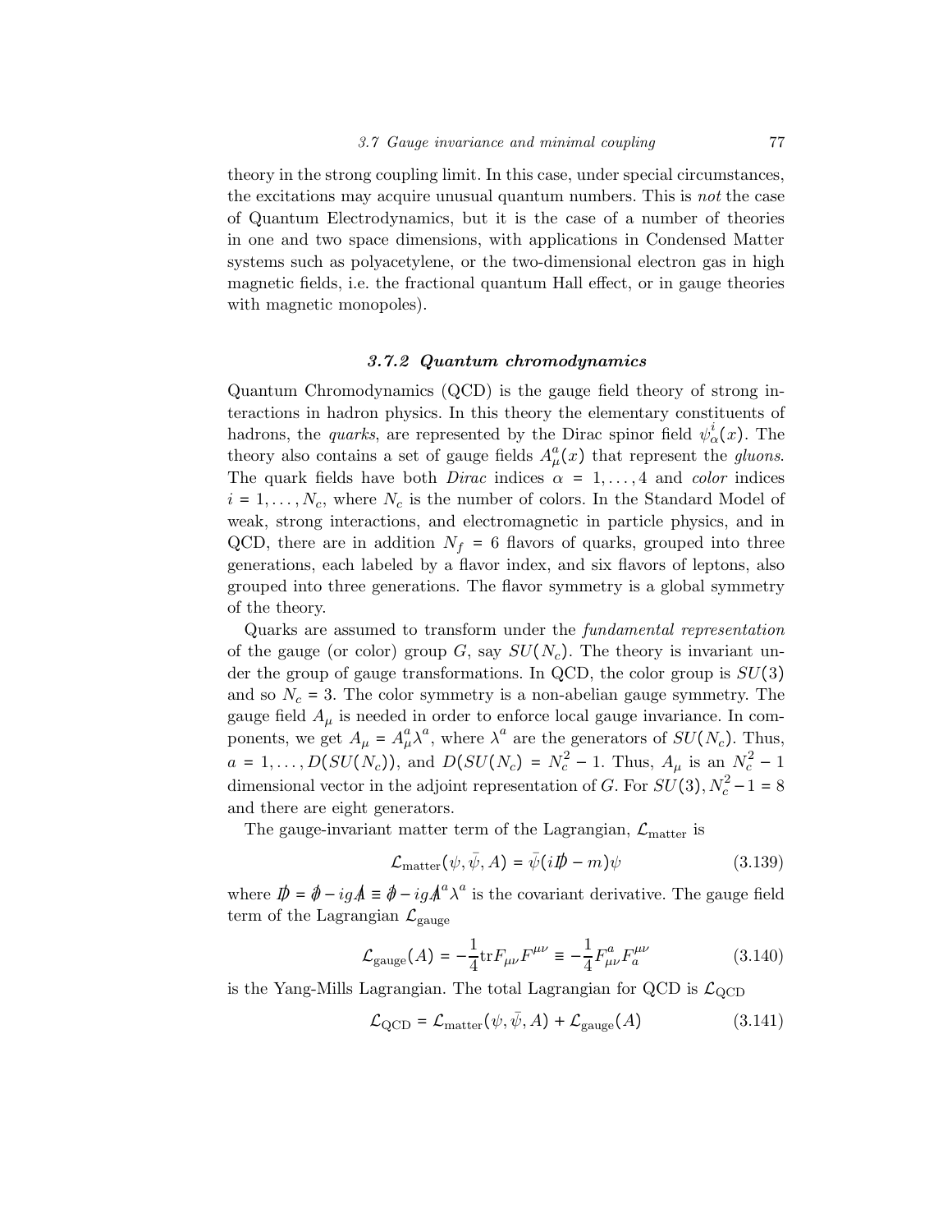theory in the strong coupling limit. In this case, under special circumstances, the excitations may acquire unusual quantum numbers. This is *not* the case of Quantum Electrodynamics, but it is the case of a number of theories in one and two space dimensions, with applications in Condensed Matter systems such as polyacetylene, or the two-dimensional electron gas in high magnetic fields, i.e. the fractional quantum Hall effect, or in gauge theories with magnetic monopoles).

### 3.7.2 Quantum chromodynamics

Quantum Chromodynamics (QCD) is the gauge field theory of strong interactions in hadron physics. In this theory the elementary constituents of hadrons, the *quarks*, are represented by the Dirac spinor field $\psi^i_\alpha(x)$. The theory also contains a set of gauge fields $A^a_\mu(x)$ that represent the *gluons*. The quark fields have both *Dirac* indices $\alpha = 1, \ldots, 4$ and *color* indices $i = 1, \ldots, N_c$, where $N_c$ is the number of colors. In the Standard Model of weak, strong interactions, and electromagnetic in particle physics, and in QCD, there are in addition $N_f = 6$ flavors of quarks, grouped into three generations, each labeled by a flavor index, and six flavors of leptons, also grouped into three generations. The flavor symmetry is a global symmetry of the theory.

Quarks are assumed to transform under the *fundamental representation* of the gauge (or color) group $G$, say $SU(N_c)$. The theory is invariant under the group of gauge transformations. In QCD, the color group is $SU(3)$ and so $N_c = 3$. The color symmetry is a non-abelian gauge symmetry. The gauge field $A_\mu$ is needed in order to enforce local gauge invariance. In components, we get $A_\mu = A^a_\mu \lambda^a$, where $\lambda^a$ are the generators of $SU(N_c)$. Thus, $a = 1, \ldots, D(SU(N_c))$, and $D(SU(N_c) = N_c^2 - 1$. Thus, $A_\mu$ is an $N_c^2 - 1$ dimensional vector in the adjoint representation of $G$. For $SU(3), N_c^2 - 1 = 8$ and there are eight generators.

The gauge-invariant matter term of the Lagrangian, $\mathcal{L}_{\text{matter}}$ is

$$\mathcal{L}_{\text{matter}}(\psi, \bar{\psi}, A) = \bar{\psi}(i\not{D} - m)\psi \tag{3.139}$$

where $\not{D} = \not{\partial} - ig\not{A} \equiv \not{\partial} - ig\not{A}^a\lambda^a$ is the covariant derivative. The gauge field term of the Lagrangian $\mathcal{L}_{\text{gauge}}$

$$\mathcal{L}_{\text{gauge}}(A) = -\frac{1}{4}\text{tr}F_{\mu\nu}F^{\mu\nu} \equiv -\frac{1}{4}F^a_{\mu\nu}F^{\mu\nu}_a \tag{3.140}$$

is the Yang-Mills Lagrangian. The total Lagrangian for QCD is $\mathcal{L}_{\text{QCD}}$

$$\mathcal{L}_{\text{QCD}} = \mathcal{L}_{\text{matter}}(\psi, \bar{\psi}, A) + \mathcal{L}_{\text{gauge}}(A) \tag{3.141}$$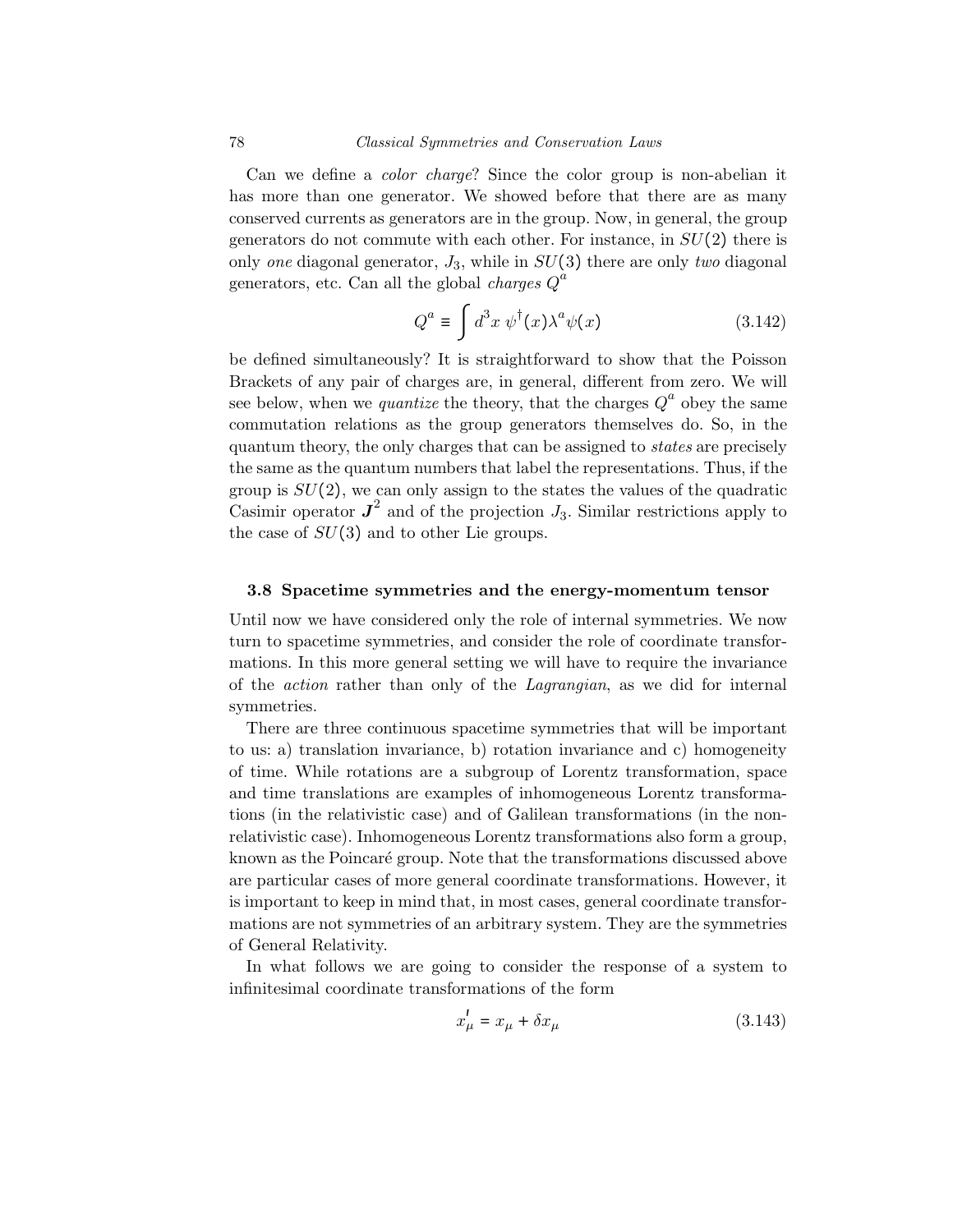Can we define a *color charge*? Since the color group is non-abelian it has more than one generator. We showed before that there are as many conserved currents as generators are in the group. Now, in general, the group generators do not commute with each other. For instance, in $SU(2)$ there is only *one* diagonal generator, $J_3$, while in $SU(3)$ there are only *two* diagonal generators, etc. Can all the global *charges* $Q^a$

$$
Q^a \equiv \int d^3x\; \psi^\dagger(x)\lambda^a\psi(x) \tag{3.142}
$$

be defined simultaneously? It is straightforward to show that the Poisson Brackets of any pair of charges are, in general, different from zero. We will see below, when we *quantize* the theory, that the charges $Q^a$ obey the same commutation relations as the group generators themselves do. So, in the quantum theory, the only charges that can be assigned to *states* are precisely the same as the quantum numbers that label the representations. Thus, if the group is $SU(2)$, we can only assign to the states the values of the quadratic Casimir operator $\boldsymbol{J}^2$ and of the projection $J_3$. Similar restrictions apply to the case of $SU(3)$ and to other Lie groups.

### 3.8 Spacetime symmetries and the energy-momentum tensor

Until now we have considered only the role of internal symmetries. We now turn to spacetime symmetries, and consider the role of coordinate transformations. In this more general setting we will have to require the invariance of the *action* rather than only of the *Lagrangian*, as we did for internal symmetries.

There are three continuous spacetime symmetries that will be important to us: a) translation invariance, b) rotation invariance and c) homogeneity of time. While rotations are a subgroup of Lorentz transformation, space and time translations are examples of inhomogeneous Lorentz transformations (in the relativistic case) and of Galilean transformations (in the non-relativistic case). Inhomogeneous Lorentz transformations also form a group, known as the Poincaré group. Note that the transformations discussed above are particular cases of more general coordinate transformations. However, it is important to keep in mind that, in most cases, general coordinate transformations are not symmetries of an arbitrary system. They are the symmetries of General Relativity.

In what follows we are going to consider the response of a system to infinitesimal coordinate transformations of the form

$$
x'_\mu = x_\mu + \delta x_\mu \tag{3.143}
$$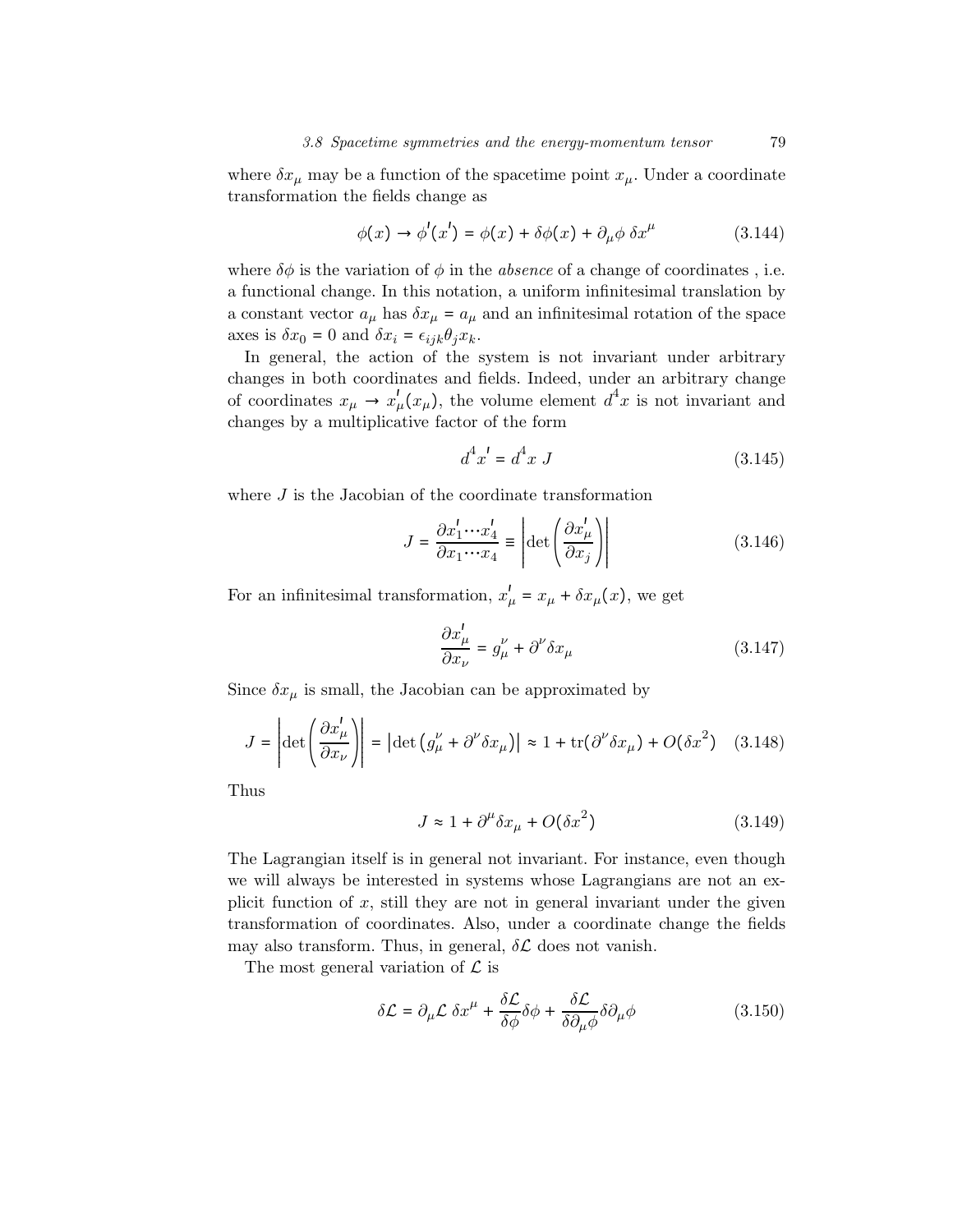where $\delta x_\mu$ may be a function of the spacetime point $x_\mu$. Under a coordinate transformation the fields change as

$$\phi(x) \to \phi'(x') = \phi(x) + \delta\phi(x) + \partial_\mu \phi \; \delta x^\mu \tag{3.144}$$

where $\delta\phi$ is the variation of $\phi$ in the *absence* of a change of coordinates , i.e. a functional change. In this notation, a uniform infinitesimal translation by a constant vector $a_\mu$ has $\delta x_\mu = a_\mu$ and an infinitesimal rotation of the space axes is $\delta x_0 = 0$ and $\delta x_i = \epsilon_{ijk}\theta_j x_k$.

In general, the action of the system is not invariant under arbitrary changes in both coordinates and fields. Indeed, under an arbitrary change of coordinates $x_\mu \to x'_\mu(x_\mu)$, the volume element $d^4x$ is not invariant and changes by a multiplicative factor of the form

$$d^4x' = d^4x \; J \tag{3.145}$$

where $J$ is the Jacobian of the coordinate transformation

$$J = \frac{\partial x'_1 \cdots x'_4}{\partial x_1 \cdots x_4} \equiv \left| \det \left( \frac{\partial x'_\mu}{\partial x_j} \right) \right| \tag{3.146}$$

For an infinitesimal transformation, $x'_\mu = x_\mu + \delta x_\mu(x)$, we get

$$\frac{\partial x'_\mu}{\partial x_\nu} = g^\nu_\mu + \partial^\nu \delta x_\mu \tag{3.147}$$

Since $\delta x_\mu$ is small, the Jacobian can be approximated by

$$J = \left| \det \left( \frac{\partial x'_\mu}{\partial x_\nu} \right) \right| = \left| \det \left( g^\nu_\mu + \partial^\nu \delta x_\mu \right) \right| \approx 1 + \mathrm{tr}(\partial^\nu \delta x_\mu) + O(\delta x^2) \tag{3.148}$$

Thus

$$J \approx 1 + \partial^\mu \delta x_\mu + O(\delta x^2) \tag{3.149}$$

The Lagrangian itself is in general not invariant. For instance, even though we will always be interested in systems whose Lagrangians are not an explicit function of $x$, still they are not in general invariant under the given transformation of coordinates. Also, under a coordinate change the fields may also transform. Thus, in general, $\delta\mathcal{L}$ does not vanish.

The most general variation of $\mathcal{L}$ is

$$\delta\mathcal{L} = \partial_\mu \mathcal{L} \; \delta x^\mu + \frac{\delta\mathcal{L}}{\delta\phi}\delta\phi + \frac{\delta\mathcal{L}}{\delta\partial_\mu\phi}\delta\partial_\mu\phi \tag{3.150}$$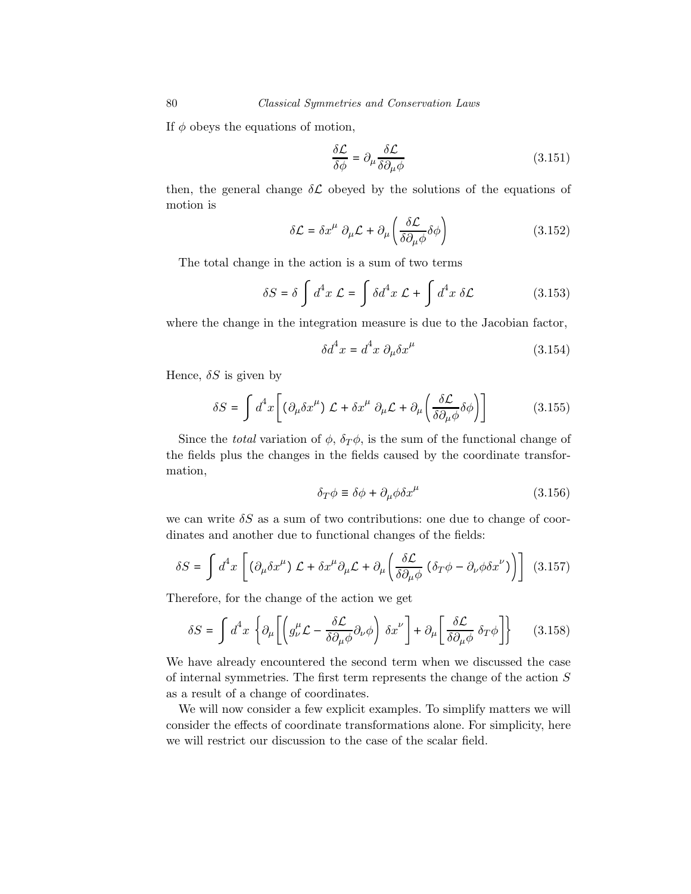If $\phi$ obeys the equations of motion,

$$\frac{\delta \mathcal{L}}{\delta \phi} = \partial_\mu \frac{\delta \mathcal{L}}{\delta \partial_\mu \phi} \tag{3.151}$$

then, the general change $\delta\mathcal{L}$ obeyed by the solutions of the equations of motion is

$$\delta \mathcal{L} = \delta x^\mu \, \partial_\mu \mathcal{L} + \partial_\mu \left( \frac{\delta \mathcal{L}}{\delta \partial_\mu \phi} \delta \phi \right) \tag{3.152}$$

The total change in the action is a sum of two terms

$$\delta S = \delta \int d^4x \; \mathcal{L} = \int \delta d^4x \; \mathcal{L} + \int d^4x \; \delta \mathcal{L} \tag{3.153}$$

where the change in the integration measure is due to the Jacobian factor,

$$\delta d^4x = d^4x \; \partial_\mu \delta x^\mu \tag{3.154}$$

Hence, $\delta S$ is given by

$$\delta S = \int d^4x \left[ \left( \partial_\mu \delta x^\mu \right) \mathcal{L} + \delta x^\mu \, \partial_\mu \mathcal{L} + \partial_\mu \left( \frac{\delta \mathcal{L}}{\delta \partial_\mu \phi} \delta \phi \right) \right] \tag{3.155}$$

Since the *total* variation of $\phi$, $\delta_T \phi$, is the sum of the functional change of the fields plus the changes in the fields caused by the coordinate transformation,

$$\delta_T \phi \equiv \delta \phi + \partial_\mu \phi \delta x^\mu \tag{3.156}$$

we can write $\delta S$ as a sum of two contributions: one due to change of coordinates and another due to functional changes of the fields:

$$\delta S = \int d^4x \left[ \left( \partial_\mu \delta x^\mu \right) \mathcal{L} + \delta x^\mu \partial_\mu \mathcal{L} + \partial_\mu \left( \frac{\delta \mathcal{L}}{\delta \partial_\mu \phi} \left( \delta_T \phi - \partial_\nu \phi \delta x^\nu \right) \right) \right] \tag{3.157}$$

Therefore, for the change of the action we get

$$\delta S = \int d^4x \left\{ \partial_\mu \left[ \left( g^\mu_\nu \mathcal{L} - \frac{\delta \mathcal{L}}{\delta \partial_\mu \phi} \partial_\nu \phi \right) \delta x^\nu \right] + \partial_\mu \left[ \frac{\delta \mathcal{L}}{\delta \partial_\mu \phi} \; \delta_T \phi \right] \right\} \tag{3.158}$$

We have already encountered the second term when we discussed the case of internal symmetries. The first term represents the change of the action $S$ as a result of a change of coordinates.

We will now consider a few explicit examples. To simplify matters we will consider the effects of coordinate transformations alone. For simplicity, here we will restrict our discussion to the case of the scalar field.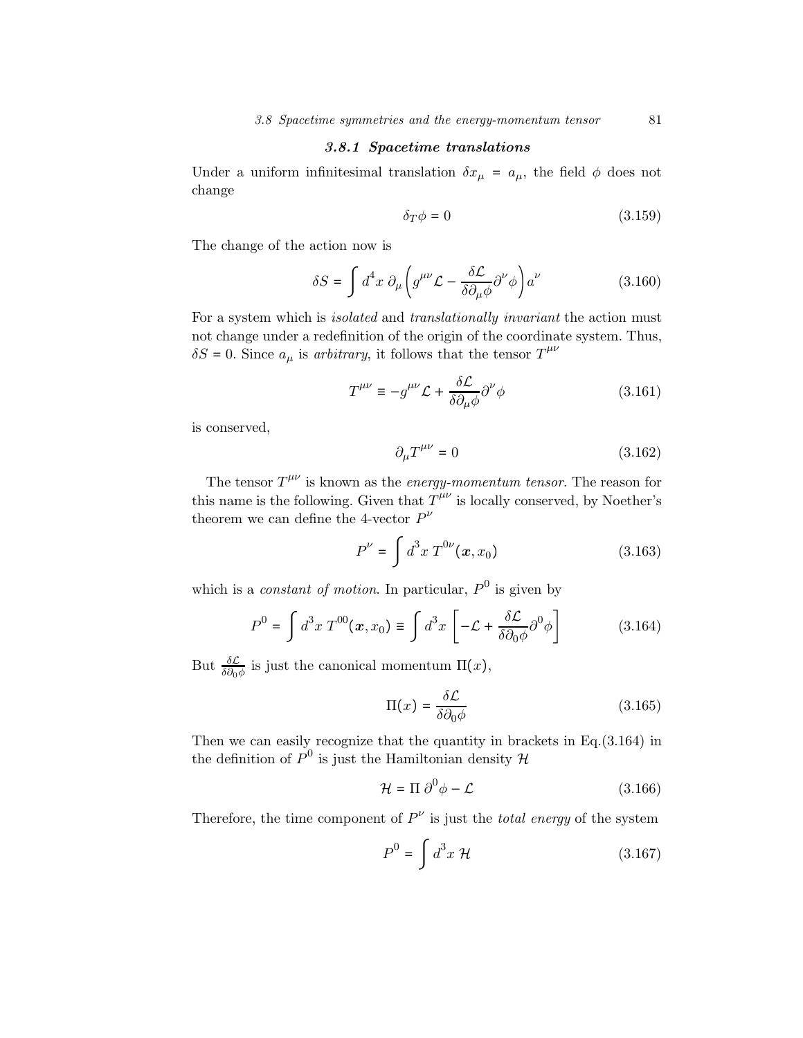### 3.8.1 Spacetime translations

Under a uniform infinitesimal translation $\delta x_\mu = a_\mu$, the field $\phi$ does not change

$$\delta_T \phi = 0 \tag{3.159}$$

The change of the action now is

$$\delta S = \int d^4x \; \partial_\mu \left( g^{\mu\nu} \mathcal{L} - \frac{\delta \mathcal{L}}{\delta \partial_\mu \phi} \partial^\nu \phi \right) a^\nu \tag{3.160}$$

For a system which is *isolated* and *translationally invariant* the action must not change under a redefinition of the origin of the coordinate system. Thus, $\delta S = 0$. Since $a_\mu$ is *arbitrary*, it follows that the tensor $T^{\mu\nu}$

$$T^{\mu\nu} \equiv -g^{\mu\nu} \mathcal{L} + \frac{\delta \mathcal{L}}{\delta \partial_\mu \phi} \partial^\nu \phi \tag{3.161}$$

is conserved,

$$\partial_\mu T^{\mu\nu} = 0 \tag{3.162}$$

The tensor $T^{\mu\nu}$ is known as the *energy-momentum tensor*. The reason for this name is the following. Given that $T^{\mu\nu}$ is locally conserved, by Noether's theorem we can define the 4-vector $P^\nu$

$$P^\nu = \int d^3x \; T^{0\nu}(\boldsymbol{x}, x_0) \tag{3.163}$$

which is a *constant of motion*. In particular, $P^0$ is given by

$$P^0 = \int d^3x \; T^{00}(\boldsymbol{x}, x_0) \equiv \int d^3x \left[ -\mathcal{L} + \frac{\delta \mathcal{L}}{\delta \partial_0 \phi} \partial^0 \phi \right] \tag{3.164}$$

But $\frac{\delta \mathcal{L}}{\delta \partial_0 \phi}$ is just the canonical momentum $\Pi(x)$,

$$\Pi(x) = \frac{\delta \mathcal{L}}{\delta \partial_0 \phi} \tag{3.165}$$

Then we can easily recognize that the quantity in brackets in Eq.(3.164) in the definition of $P^0$ is just the Hamiltonian density $\mathcal{H}$

$$\mathcal{H} = \Pi \, \partial^0 \phi - \mathcal{L} \tag{3.166}$$

Therefore, the time component of $P^\nu$ is just the *total energy* of the system

$$P^0 = \int d^3x \; \mathcal{H} \tag{3.167}$$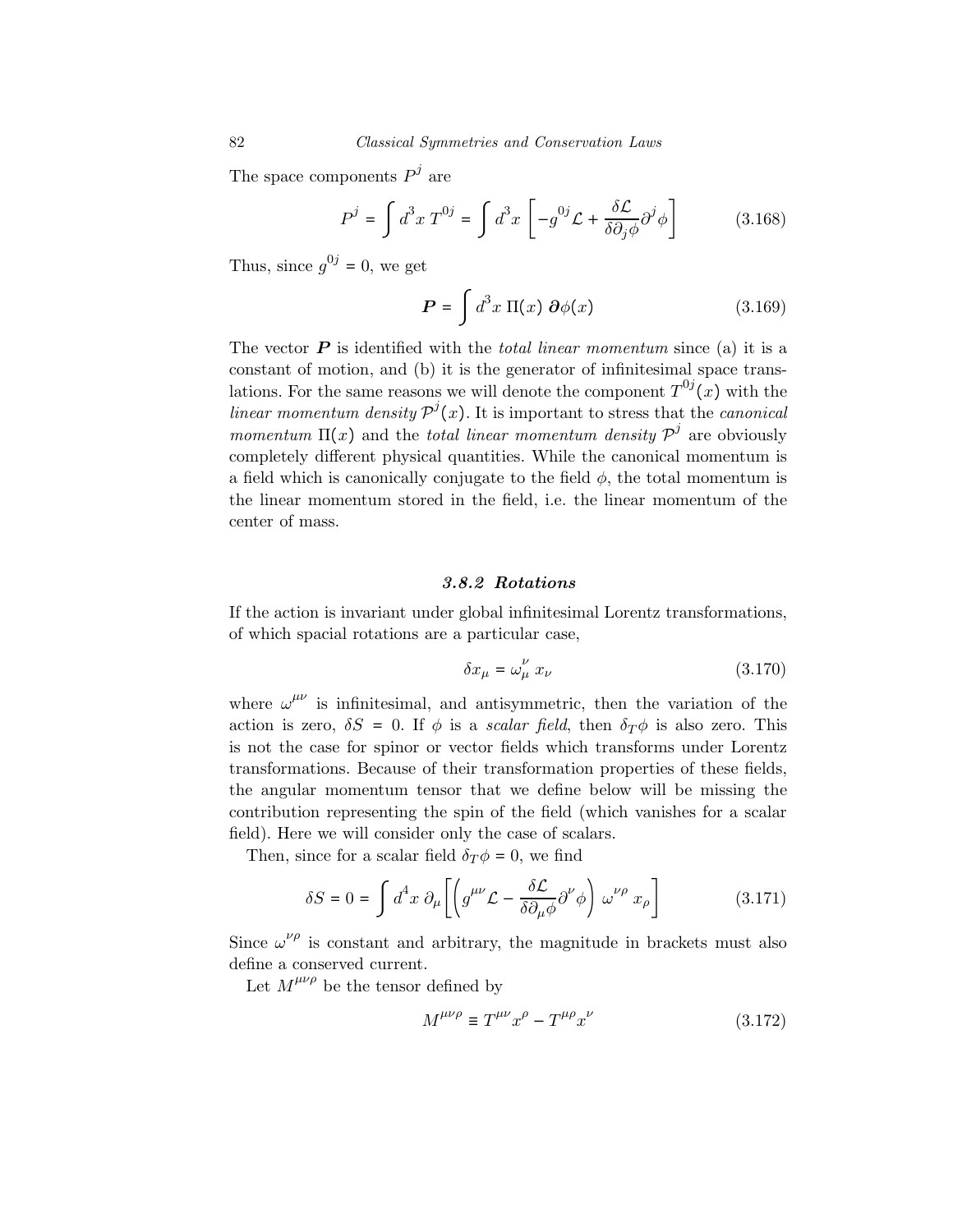The space components $P^j$ are

$$P^j = \int d^3x\, T^{0j} = \int d^3x \left[ -g^{0j}\mathcal{L} + \frac{\delta \mathcal{L}}{\delta \partial_j \phi} \partial^j \phi \right] \tag{3.168}$$

Thus, since $g^{0j} = 0$, we get

$$\boldsymbol{P} = \int d^3x\, \Pi(x)\, \boldsymbol{\partial} \phi(x) \tag{3.169}$$

The vector $\boldsymbol{P}$ is identified with the *total linear momentum* since (a) it is a constant of motion, and (b) it is the generator of infinitesimal space translations. For the same reasons we will denote the component $T^{0j}(x)$ with the *linear momentum density* $\mathcal{P}^j(x)$. It is important to stress that the *canonical momentum* $\Pi(x)$ and the *total linear momentum density* $\mathcal{P}^j$ are obviously completely different physical quantities. While the canonical momentum is a field which is canonically conjugate to the field $\phi$, the total momentum is the linear momentum stored in the field, i.e. the linear momentum of the center of mass.

### 3.8.2 Rotations

If the action is invariant under global infinitesimal Lorentz transformations, of which spacial rotations are a particular case,

$$\delta x_\mu = \omega_\mu^{\ \nu}\, x_\nu \tag{3.170}$$

where $\omega^{\mu\nu}$ is infinitesimal, and antisymmetric, then the variation of the action is zero, $\delta S = 0$. If $\phi$ is a *scalar field*, then $\delta_T \phi$ is also zero. This is not the case for spinor or vector fields which transforms under Lorentz transformations. Because of their transformation properties of these fields, the angular momentum tensor that we define below will be missing the contribution representing the spin of the field (which vanishes for a scalar field). Here we will consider only the case of scalars.

Then, since for a scalar field $\delta_T \phi = 0$, we find

$$\delta S = 0 = \int d^4x\, \partial_\mu \left[ \left( g^{\mu\nu}\mathcal{L} - \frac{\delta \mathcal{L}}{\delta \partial_\mu \phi} \partial^\nu \phi \right) \omega^{\nu\rho}\, x_\rho \right] \tag{3.171}$$

Since $\omega^{\nu\rho}$ is constant and arbitrary, the magnitude in brackets must also define a conserved current.

Let $M^{\mu\nu\rho}$ be the tensor defined by

$$M^{\mu\nu\rho} \equiv T^{\mu\nu} x^\rho - T^{\mu\rho} x^\nu \tag{3.172}$$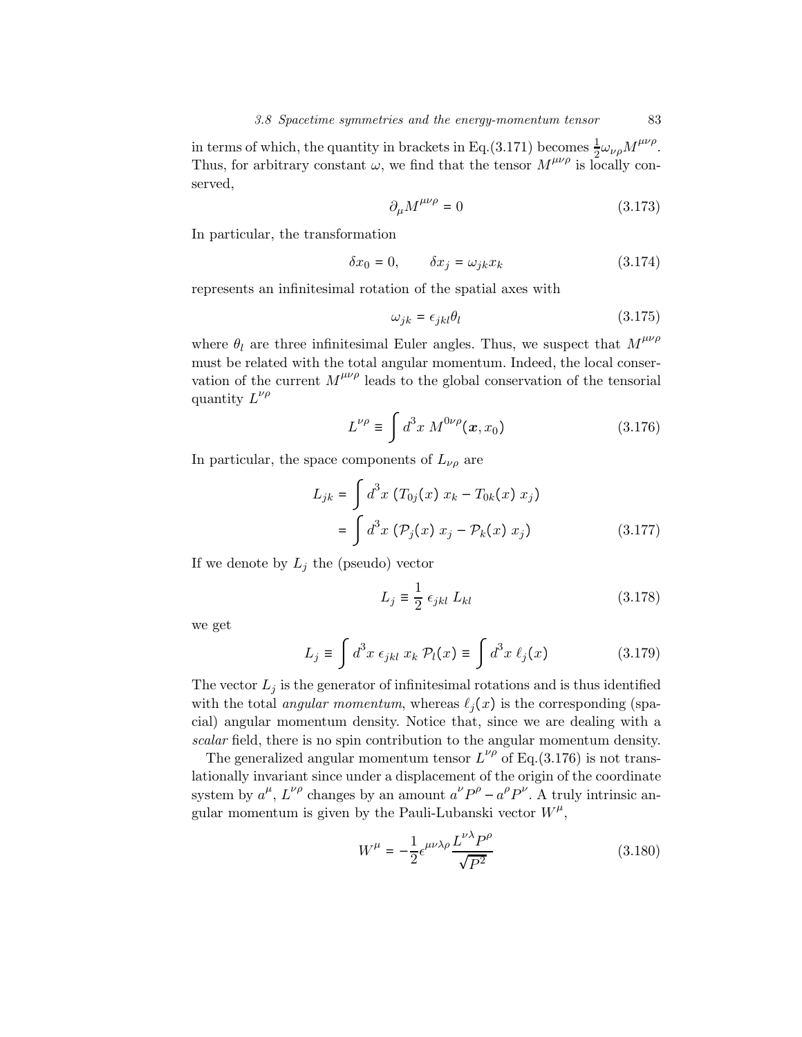in terms of which, the quantity in brackets in Eq.(3.171) becomes $\frac{1}{2}\omega_{\nu\rho}M^{\mu\nu\rho}$. Thus, for arbitrary constant $\omega$, we find that the tensor $M^{\mu\nu\rho}$ is locally conserved,

$$\partial_\mu M^{\mu\nu\rho} = 0 \tag{3.173}$$

In particular, the transformation

$$\delta x_0 = 0, \qquad \delta x_j = \omega_{jk} x_k \tag{3.174}$$

represents an infinitesimal rotation of the spatial axes with

$$\omega_{jk} = \epsilon_{jkl}\theta_l \tag{3.175}$$

where $\theta_l$ are three infinitesimal Euler angles. Thus, we suspect that $M^{\mu\nu\rho}$ must be related with the total angular momentum. Indeed, the local conservation of the current $M^{\mu\nu\rho}$ leads to the global conservation of the tensorial quantity $L^{\nu\rho}$

$$L^{\nu\rho} \equiv \int d^3x \; M^{0\nu\rho}(\boldsymbol{x}, x_0) \tag{3.176}$$

In particular, the space components of $L_{\nu\rho}$ are

$$\begin{aligned} L_{jk} &= \int d^3x \; (T_{0j}(x)\; x_k - T_{0k}(x)\; x_j) \\ &= \int d^3x \; (\mathcal{P}_j(x)\; x_j - \mathcal{P}_k(x)\; x_j) \end{aligned} \tag{3.177}$$

If we denote by $L_j$ the (pseudo) vector

$$L_j \equiv \frac{1}{2}\,\epsilon_{jkl}\; L_{kl} \tag{3.178}$$

we get

$$L_j \equiv \int d^3x \; \epsilon_{jkl}\; x_k\; \mathcal{P}_l(x) \equiv \int d^3x \; \ell_j(x) \tag{3.179}$$

The vector $L_j$ is the generator of infinitesimal rotations and is thus identified with the total *angular momentum*, whereas $\ell_j(x)$ is the corresponding (spacial) angular momentum density. Notice that, since we are dealing with a *scalar* field, there is no spin contribution to the angular momentum density.

The generalized angular momentum tensor $L^{\nu\rho}$ of Eq.(3.176) is not translationally invariant since under a displacement of the origin of the coordinate system by $a^\mu$, $L^{\nu\rho}$ changes by an amount $a^\nu P^\rho - a^\rho P^\nu$. A truly intrinsic angular momentum is given by the Pauli-Lubanski vector $W^\mu$,

$$W^\mu = -\frac{1}{2}\epsilon^{\mu\nu\lambda\rho}\frac{L^{\nu\lambda}P^\rho}{\sqrt{P^2}} \tag{3.180}$$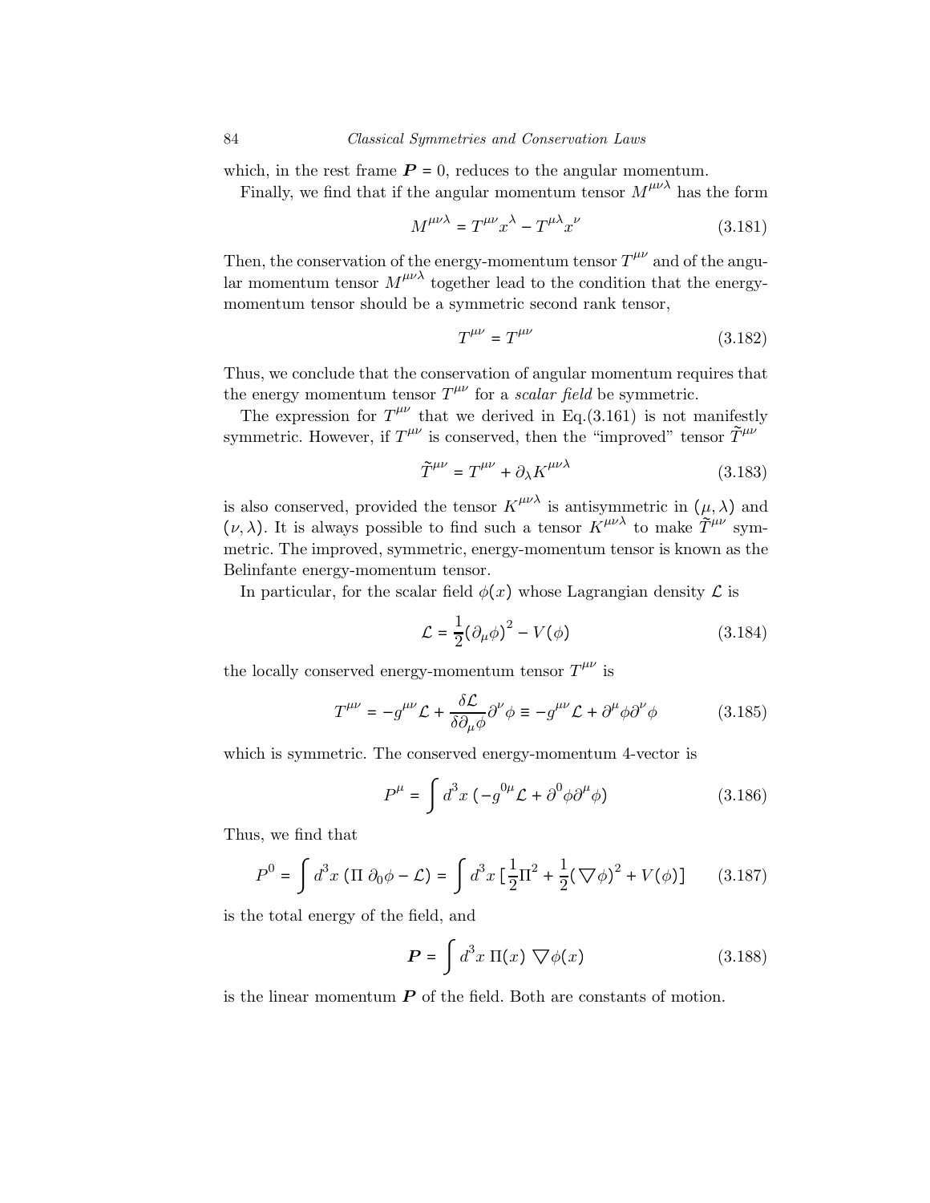which, in the rest frame $\boldsymbol{P} = 0$, reduces to the angular momentum.

Finally, we find that if the angular momentum tensor $M^{\mu\nu\lambda}$ has the form

$$M^{\mu\nu\lambda} = T^{\mu\nu} x^{\lambda} - T^{\mu\lambda} x^{\nu} \tag{3.181}$$

Then, the conservation of the energy-momentum tensor $T^{\mu\nu}$ and of the angular momentum tensor $M^{\mu\nu\lambda}$ together lead to the condition that the energy-momentum tensor should be a symmetric second rank tensor,

$$T^{\mu\nu} = T^{\mu\nu} \tag{3.182}$$

Thus, we conclude that the conservation of angular momentum requires that the energy momentum tensor $T^{\mu\nu}$ for a *scalar field* be symmetric.

The expression for $T^{\mu\nu}$ that we derived in Eq.(3.161) is not manifestly symmetric. However, if $T^{\mu\nu}$ is conserved, then the "improved" tensor $\tilde{T}^{\mu\nu}$

$$\tilde{T}^{\mu\nu} = T^{\mu\nu} + \partial_{\lambda} K^{\mu\nu\lambda} \tag{3.183}$$

is also conserved, provided the tensor $K^{\mu\nu\lambda}$ is antisymmetric in $(\mu, \lambda)$ and $(\nu, \lambda)$. It is always possible to find such a tensor $K^{\mu\nu\lambda}$ to make $\tilde{T}^{\mu\nu}$ symmetric. The improved, symmetric, energy-momentum tensor is known as the Belinfante energy-momentum tensor.

In particular, for the scalar field $\phi(x)$ whose Lagrangian density $\mathcal{L}$ is

$$\mathcal{L} = \frac{1}{2}(\partial_{\mu}\phi)^2 - V(\phi) \tag{3.184}$$

the locally conserved energy-momentum tensor $T^{\mu\nu}$ is

$$T^{\mu\nu} = -g^{\mu\nu}\mathcal{L} + \frac{\delta \mathcal{L}}{\delta \partial_{\mu}\phi}\partial^{\nu}\phi \equiv -g^{\mu\nu}\mathcal{L} + \partial^{\mu}\phi \partial^{\nu}\phi \tag{3.185}$$

which is symmetric. The conserved energy-momentum 4-vector is

$$P^{\mu} = \int d^3x \, (-g^{0\mu}\mathcal{L} + \partial^0 \phi \partial^{\mu}\phi) \tag{3.186}$$

Thus, we find that

$$P^0 = \int d^3x \, (\Pi \, \partial_0 \phi - \mathcal{L}) = \int d^3x \, [\frac{1}{2}\Pi^2 + \frac{1}{2}(\nabla\phi)^2 + V(\phi)] \tag{3.187}$$

is the total energy of the field, and

$$\boldsymbol{P} = \int d^3x \, \Pi(x) \, \nabla\phi(x) \tag{3.188}$$

is the linear momentum $\boldsymbol{P}$ of the field. Both are constants of motion.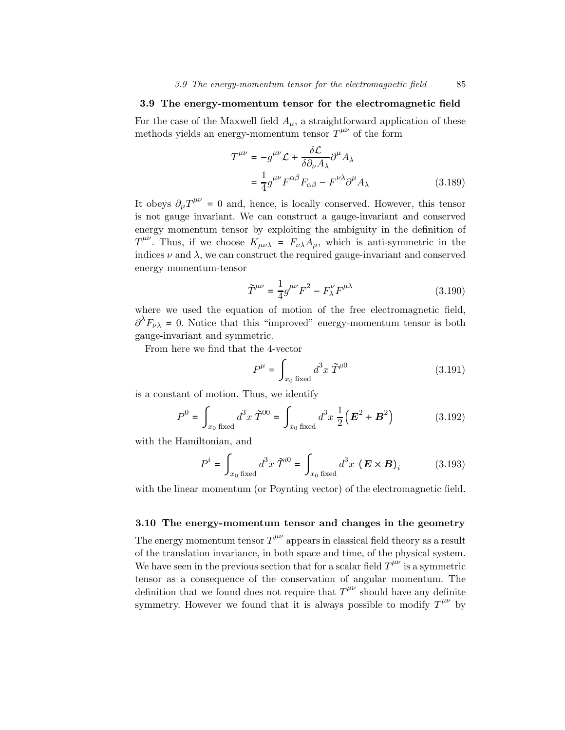## 3.9 The energy-momentum tensor for the electromagnetic field

For the case of the Maxwell field $A_\mu$, a straightforward application of these methods yields an energy-momentum tensor $T^{\mu\nu}$ of the form

$$
\begin{aligned}
T^{\mu\nu} &= -g^{\mu\nu}\mathcal{L} + \frac{\delta \mathcal{L}}{\delta \partial_\nu A_\lambda} \partial^\mu A_\lambda \\
&= \frac{1}{4} g^{\mu\nu} F^{\alpha\beta} F_{\alpha\beta} - F^{\nu\lambda} \partial^\mu A_\lambda
\end{aligned}
\tag{3.189}
$$

It obeys $\partial_\mu T^{\mu\nu} = 0$ and, hence, is locally conserved. However, this tensor is not gauge invariant. We can construct a gauge-invariant and conserved energy momentum tensor by exploiting the ambiguity in the definition of $T^{\mu\nu}$. Thus, if we choose $K_{\mu\nu\lambda} = F_{\nu\lambda} A_\mu$, which is anti-symmetric in the indices $\nu$ and $\lambda$, we can construct the required gauge-invariant and conserved energy momentum-tensor

$$
\tilde{T}^{\mu\nu} = \frac{1}{4} g^{\mu\nu} F^2 - F^\nu_\lambda F^{\mu\lambda}
\tag{3.190}
$$

where we used the equation of motion of the free electromagnetic field, $\partial^\lambda F_{\nu\lambda} = 0$. Notice that this "improved" energy-momentum tensor is both gauge-invariant and symmetric.

From here we find that the 4-vector

$$
P^\mu = \int_{x_0 \text{ fixed}} d^3x \, \tilde{T}^{\mu 0}
\tag{3.191}
$$

is a constant of motion. Thus, we identify

$$
P^0 = \int_{x_0 \text{ fixed}} d^3x \, \tilde{T}^{00} = \int_{x_0 \text{ fixed}} d^3x \, \frac{1}{2}\left(\boldsymbol{E}^2 + \boldsymbol{B}^2\right)
\tag{3.192}
$$

with the Hamiltonian, and

$$
P^i = \int_{x_0 \text{ fixed}} d^3x \, \tilde{T}^{i0} = \int_{x_0 \text{ fixed}} d^3x \, \left(\boldsymbol{E} \times \boldsymbol{B}\right)_i
\tag{3.193}
$$

with the linear momentum (or Poynting vector) of the electromagnetic field.

## 3.10 The energy-momentum tensor and changes in the geometry

The energy momentum tensor $T^{\mu\nu}$ appears in classical field theory as a result of the translation invariance, in both space and time, of the physical system. We have seen in the previous section that for a scalar field $T^{\mu\nu}$ is a symmetric tensor as a consequence of the conservation of angular momentum. The definition that we found does not require that $T^{\mu\nu}$ should have any definite symmetry. However we found that it is always possible to modify $T^{\mu\nu}$ by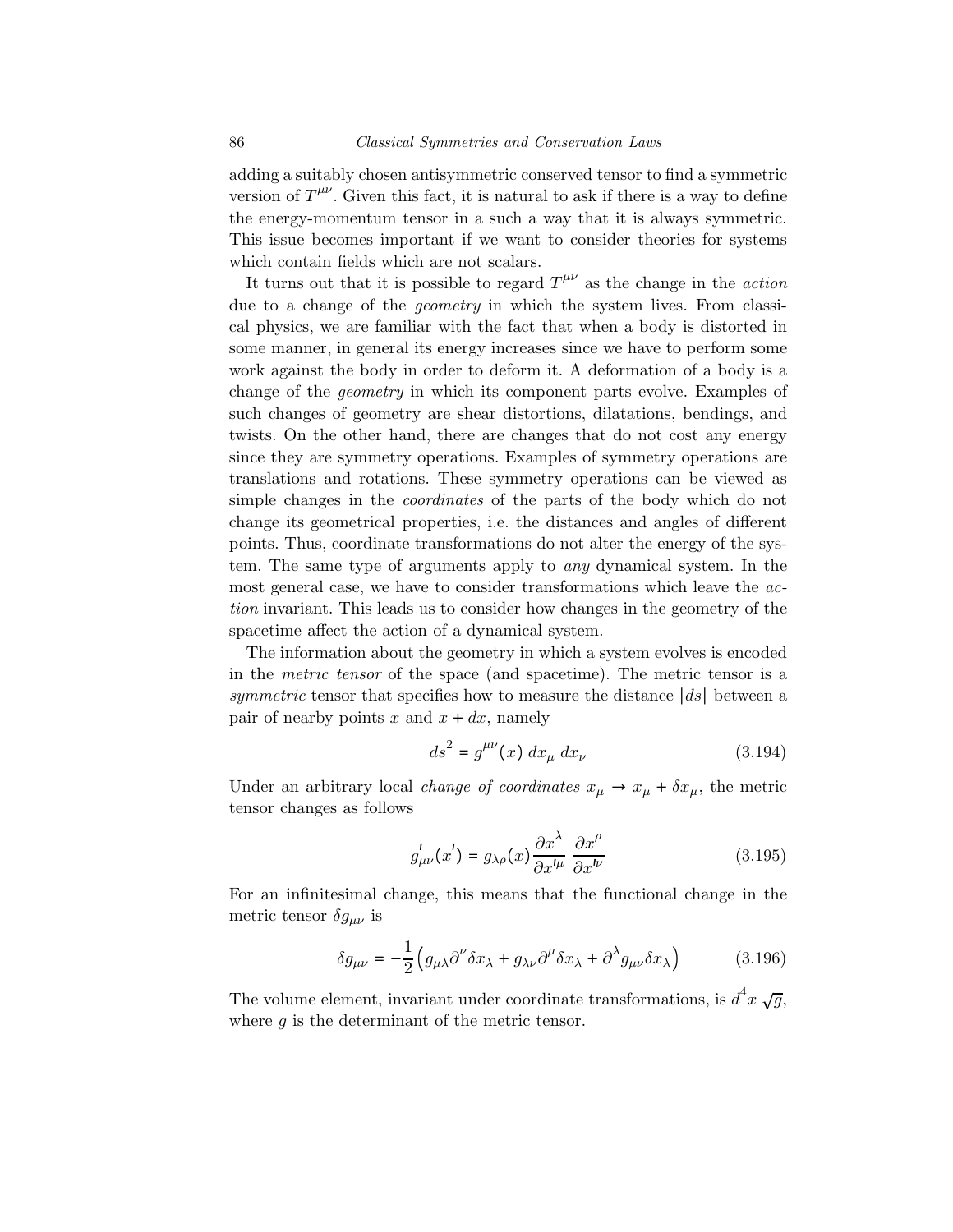adding a suitably chosen antisymmetric conserved tensor to find a symmetric version of $T^{\mu\nu}$. Given this fact, it is natural to ask if there is a way to define the energy-momentum tensor in a such a way that it is always symmetric. This issue becomes important if we want to consider theories for systems which contain fields which are not scalars.

It turns out that it is possible to regard $T^{\mu\nu}$ as the change in the *action* due to a change of the *geometry* in which the system lives. From classical physics, we are familiar with the fact that when a body is distorted in some manner, in general its energy increases since we have to perform some work against the body in order to deform it. A deformation of a body is a change of the *geometry* in which its component parts evolve. Examples of such changes of geometry are shear distortions, dilatations, bendings, and twists. On the other hand, there are changes that do not cost any energy since they are symmetry operations. Examples of symmetry operations are translations and rotations. These symmetry operations can be viewed as simple changes in the *coordinates* of the parts of the body which do not change its geometrical properties, i.e. the distances and angles of different points. Thus, coordinate transformations do not alter the energy of the system. The same type of arguments apply to *any* dynamical system. In the most general case, we have to consider transformations which leave the *action* invariant. This leads us to consider how changes in the geometry of the spacetime affect the action of a dynamical system.

The information about the geometry in which a system evolves is encoded in the *metric tensor* of the space (and spacetime). The metric tensor is a *symmetric* tensor that specifies how to measure the distance $|ds|$ between a pair of nearby points $x$ and $x + dx$, namely

$$ds^2 = g^{\mu\nu}(x)\, dx_\mu\, dx_\nu \tag{3.194}$$

Under an arbitrary local *change of coordinates* $x_\mu \to x_\mu + \delta x_\mu$, the metric tensor changes as follows

$$g'_{\mu\nu}(x') = g_{\lambda\rho}(x) \frac{\partial x^\lambda}{\partial x'^\mu} \frac{\partial x^\rho}{\partial x'^\nu} \tag{3.195}$$

For an infinitesimal change, this means that the functional change in the metric tensor $\delta g_{\mu\nu}$ is

$$\delta g_{\mu\nu} = -\frac{1}{2}\left( g_{\mu\lambda}\partial^\nu \delta x_\lambda + g_{\lambda\nu}\partial^\mu \delta x_\lambda + \partial^\lambda g_{\mu\nu}\delta x_\lambda \right) \tag{3.196}$$

The volume element, invariant under coordinate transformations, is $d^4x\, \sqrt{g}$, where $g$ is the determinant of the metric tensor.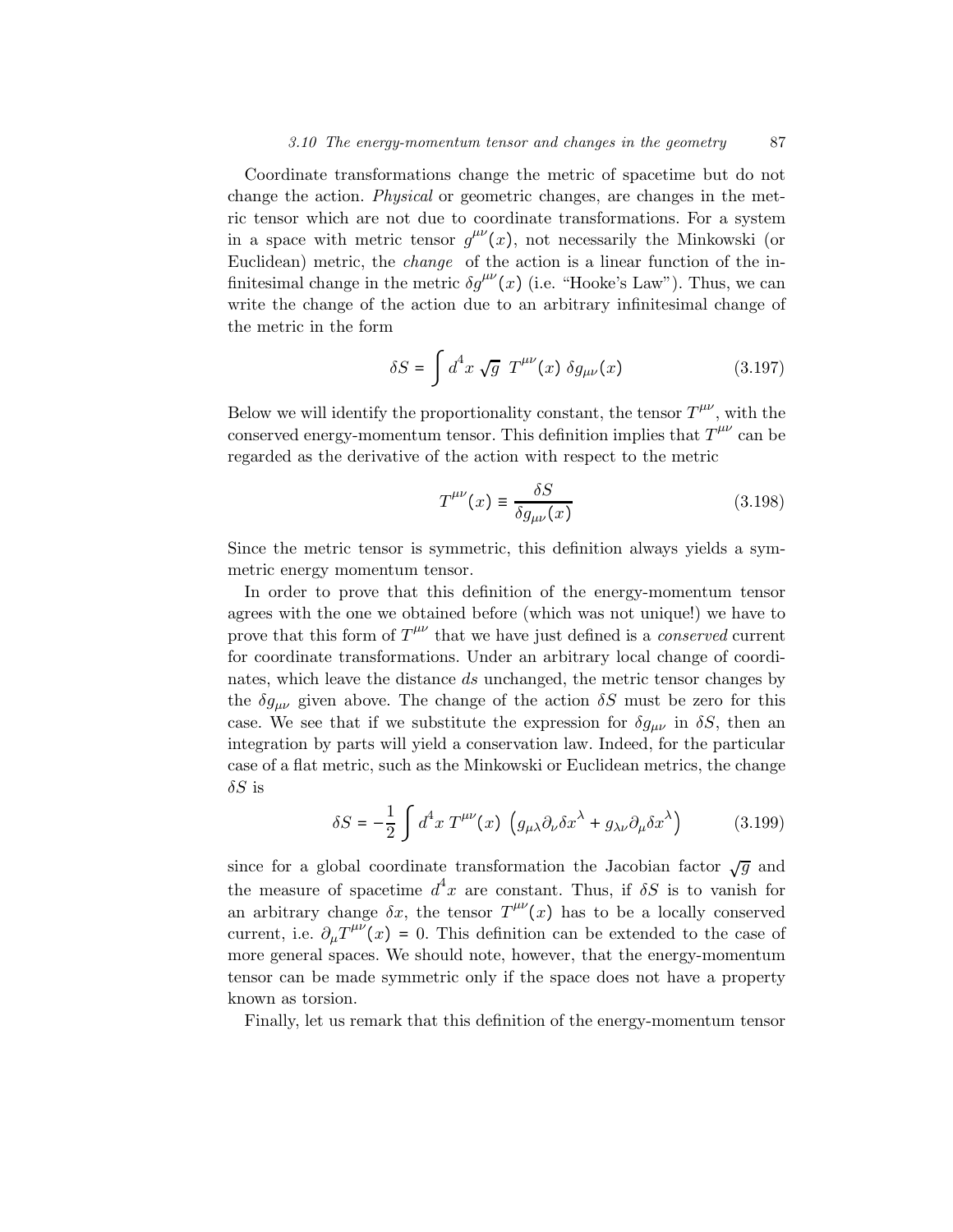Coordinate transformations change the metric of spacetime but do not change the action. *Physical* or geometric changes, are changes in the metric tensor which are not due to coordinate transformations. For a system in a space with metric tensor $g^{\mu\nu}(x)$, not necessarily the Minkowski (or Euclidean) metric, the *change* of the action is a linear function of the infinitesimal change in the metric $\delta g^{\mu\nu}(x)$ (i.e. "Hooke's Law"). Thus, we can write the change of the action due to an arbitrary infinitesimal change of the metric in the form

$$\delta S = \int d^4x \sqrt{g}\ T^{\mu\nu}(x)\ \delta g_{\mu\nu}(x) \tag{3.197}$$

Below we will identify the proportionality constant, the tensor $T^{\mu\nu}$, with the conserved energy-momentum tensor. This definition implies that $T^{\mu\nu}$ can be regarded as the derivative of the action with respect to the metric

$$T^{\mu\nu}(x) \equiv \frac{\delta S}{\delta g_{\mu\nu}(x)} \tag{3.198}$$

Since the metric tensor is symmetric, this definition always yields a symmetric energy momentum tensor.

In order to prove that this definition of the energy-momentum tensor agrees with the one we obtained before (which was not unique!) we have to prove that this form of $T^{\mu\nu}$ that we have just defined is a *conserved* current for coordinate transformations. Under an arbitrary local change of coordinates, which leave the distance $ds$ unchanged, the metric tensor changes by the $\delta g_{\mu\nu}$ given above. The change of the action $\delta S$ must be zero for this case. We see that if we substitute the expression for $\delta g_{\mu\nu}$ in $\delta S$, then an integration by parts will yield a conservation law. Indeed, for the particular case of a flat metric, such as the Minkowski or Euclidean metrics, the change $\delta S$ is

$$\delta S = -\frac{1}{2}\int d^4x\ T^{\mu\nu}(x)\ \left(g_{\mu\lambda}\partial_\nu \delta x^\lambda + g_{\lambda\nu}\partial_\mu \delta x^\lambda\right) \tag{3.199}$$

since for a global coordinate transformation the Jacobian factor $\sqrt{g}$ and the measure of spacetime $d^4x$ are constant. Thus, if $\delta S$ is to vanish for an arbitrary change $\delta x$, the tensor $T^{\mu\nu}(x)$ has to be a locally conserved current, i.e. $\partial_\mu T^{\mu\nu}(x) = 0$. This definition can be extended to the case of more general spaces. We should note, however, that the energy-momentum tensor can be made symmetric only if the space does not have a property known as torsion.

Finally, let us remark that this definition of the energy-momentum tensor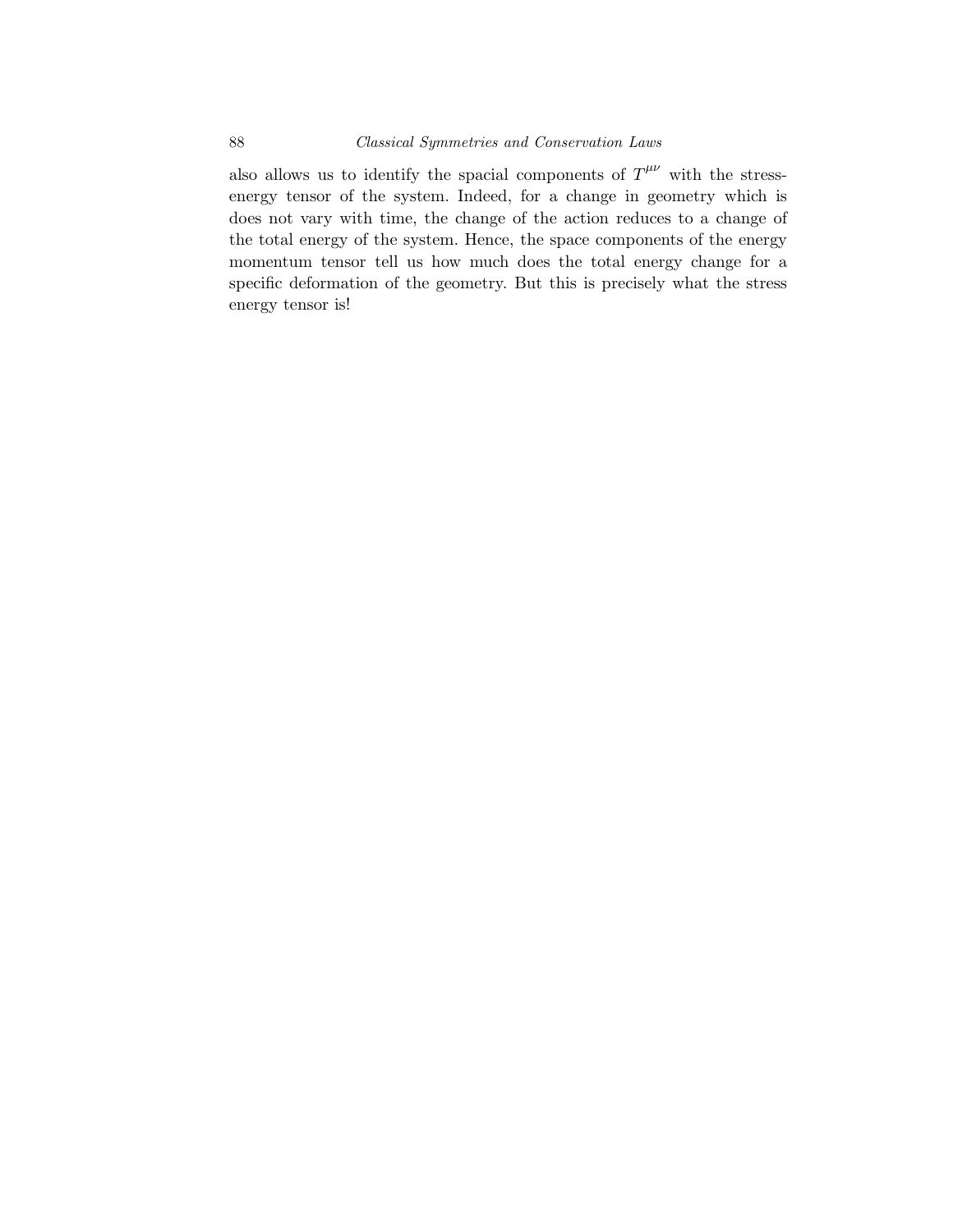also allows us to identify the spacial components of $T^{\mu\nu}$ with the stress-energy tensor of the system. Indeed, for a change in geometry which is does not vary with time, the change of the action reduces to a change of the total energy of the system. Hence, the space components of the energy momentum tensor tell us how much does the total energy change for a specific deformation of the geometry. But this is precisely what the stress energy tensor is!